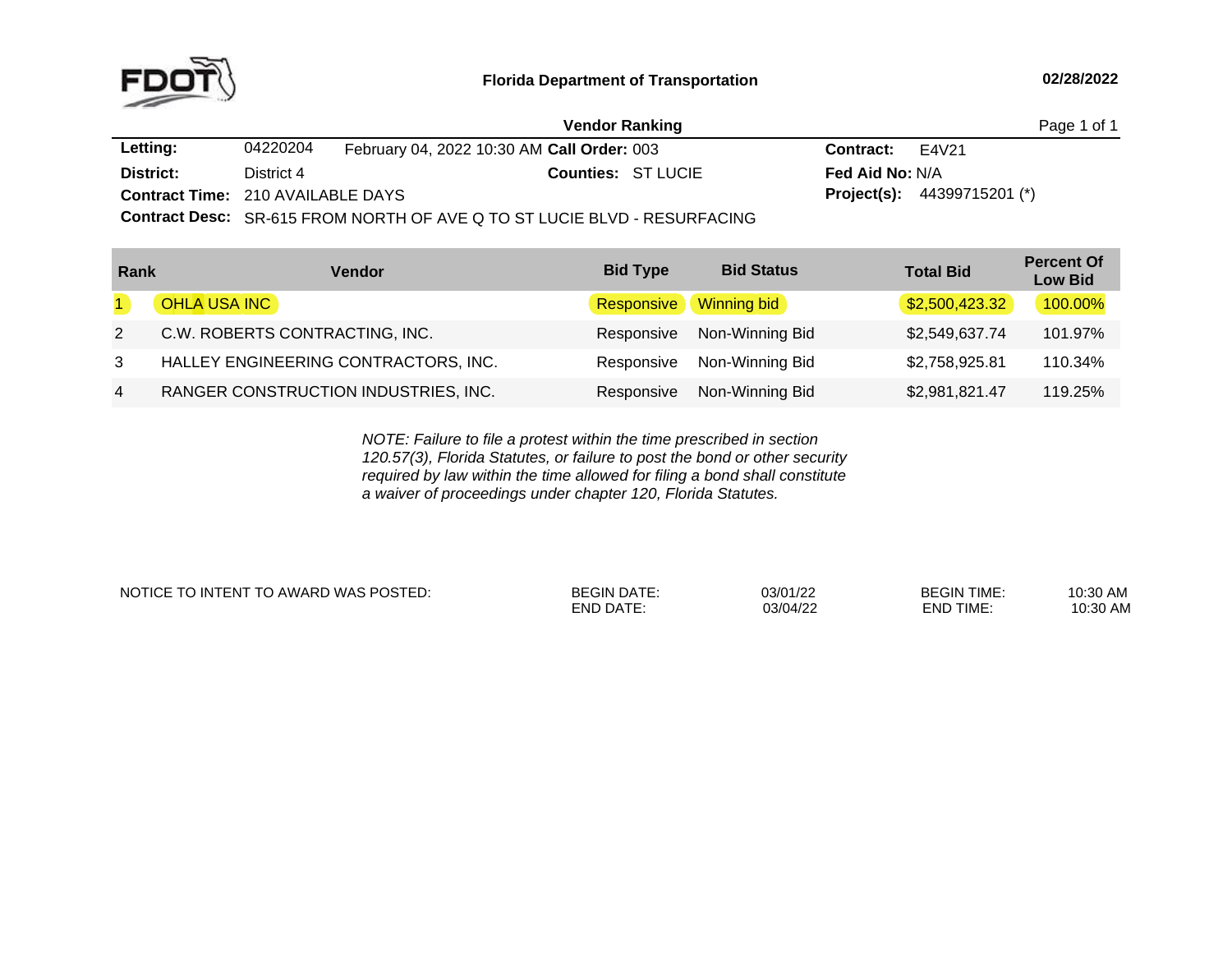**Florida Department of Transportation**

02/28/2022

## Vendor Ranking

| | | | |
|---|---|---|---|
| **Letting:** | 04220204 February 04, 2022 10:30 AM **Call Order:** 003 | **Contract:** | E4V21 |
| **District:** | District 4 **Counties:** ST LUCIE | **Fed Aid No:** | N/A |
| **Contract Time:** | 210 AVAILABLE DAYS | **Project(s):** | 44399715201 (*) |
| **Contract Desc:** | SR-615 FROM NORTH OF AVE Q TO ST LUCIE BLVD - RESURFACING | | |

| Rank | Vendor | Bid Type | Bid Status | Total Bid | Percent Of Low Bid |
|---|---|---|---|---|---|
| 1 | OHLA USA INC | Responsive | Winning bid | $2,500,423.32 | 100.00% |
| 2 | C.W. ROBERTS CONTRACTING, INC. | Responsive | Non-Winning Bid | $2,549,637.74 | 101.97% |
| 3 | HALLEY ENGINEERING CONTRACTORS, INC. | Responsive | Non-Winning Bid | $2,758,925.81 | 110.34% |
| 4 | RANGER CONSTRUCTION INDUSTRIES, INC. | Responsive | Non-Winning Bid | $2,981,821.47 | 119.25% |

*NOTE: Failure to file a protest within the time prescribed in section 120.57(3), Florida Statutes, or failure to post the bond or other security required by law within the time allowed for filing a bond shall constitute a waiver of proceedings under chapter 120, Florida Statutes.*

| NOTICE TO INTENT TO AWARD WAS POSTED: | | | | |
|---|---|---|---|---|
| | BEGIN DATE: | 03/01/22 | BEGIN TIME: | 10:30 AM |
| | END DATE: | 03/04/22 | END TIME: | 10:30 AM |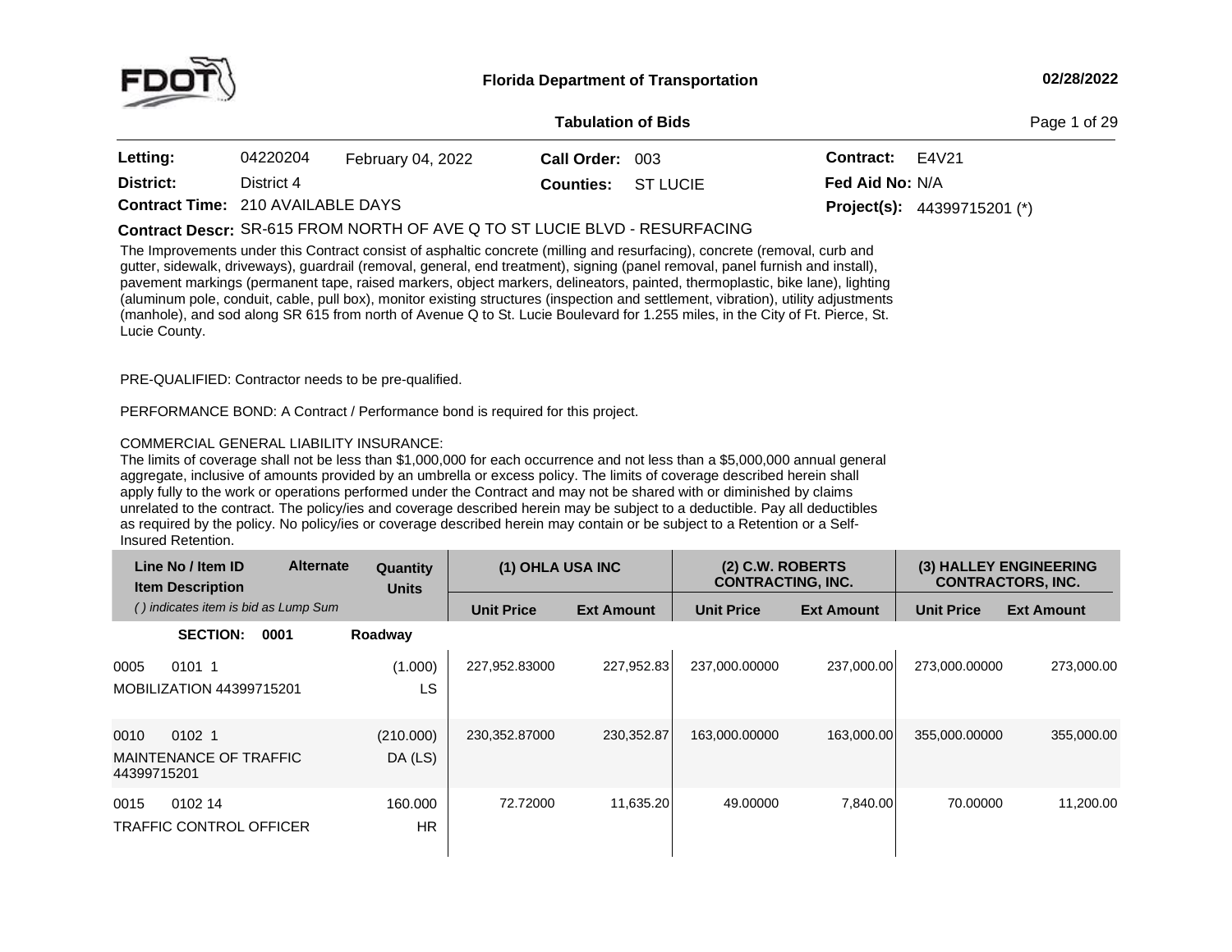# Florida Department of Transportation

02/28/2022

## Tabulation of Bids

| | | | | | | |
|---|---|---|---|---|---|---|
| **Letting:** | 04220204 | February 04, 2022 | **Call Order:** 003 | | **Contract:** | E4V21 |
| **District:** | District 4 | | **Counties:** | ST LUCIE | **Fed Aid No:** | N/A |
| **Contract Time:** | 210 AVAILABLE DAYS | | | | **Project(s):** | 44399715201 (*) |

**Contract Descr:** SR-615 FROM NORTH OF AVE Q TO ST LUCIE BLVD - RESURFACING

The Improvements under this Contract consist of asphaltic concrete (milling and resurfacing), concrete (removal, curb and gutter, sidewalk, driveways), guardrail (removal, general, end treatment), signing (panel removal, panel furnish and install), pavement markings (permanent tape, raised markers, object markers, delineators, painted, thermoplastic, bike lane), lighting (aluminum pole, conduit, cable, pull box), monitor existing structures (inspection and settlement, vibration), utility adjustments (manhole), and sod along SR 615 from north of Avenue Q to St. Lucie Boulevard for 1.255 miles, in the City of Ft. Pierce, St. Lucie County.

PRE-QUALIFIED: Contractor needs to be pre-qualified.

PERFORMANCE BOND: A Contract / Performance bond is required for this project.

COMMERCIAL GENERAL LIABILITY INSURANCE:
The limits of coverage shall not be less than $1,000,000 for each occurrence and not less than a $5,000,000 annual general aggregate, inclusive of amounts provided by an umbrella or excess policy. The limits of coverage described herein shall apply fully to the work or operations performed under the Contract and may not be shared with or diminished by claims unrelated to the contract. The policy/ies and coverage described herein may be subject to a deductible. Pay all deductibles as required by the policy. No policy/ies or coverage described herein may contain or be subject to a Retention or a Self-Insured Retention.

| Line No / Item ID / Item Description | Alternate | Quantity / Units | (1) OHLA USA INC | | (2) C.W. ROBERTS CONTRACTING, INC. | | (3) HALLEY ENGINEERING CONTRACTORS, INC. | |
|---|---|---|---|---|---|---|---|---|
| *( ) indicates item is bid as Lump Sum* | | | Unit Price | Ext Amount | Unit Price | Ext Amount | Unit Price | Ext Amount |
| **SECTION: 0001** | | **Roadway** | | | | | | |
| 0005 0101 1 MOBILIZATION 44399715201 | | (1.000) LS | 227,952.83000 | 227,952.83 | 237,000.00000 | 237,000.00 | 273,000.00000 | 273,000.00 |
| 0010 0102 1 MAINTENANCE OF TRAFFIC 44399715201 | | (210.000) DA (LS) | 230,352.87000 | 230,352.87 | 163,000.00000 | 163,000.00 | 355,000.00000 | 355,000.00 |
| 0015 0102 14 TRAFFIC CONTROL OFFICER | | 160.000 HR | 72.72000 | 11,635.20 | 49.00000 | 7,840.00 | 70.00000 | 11,200.00 |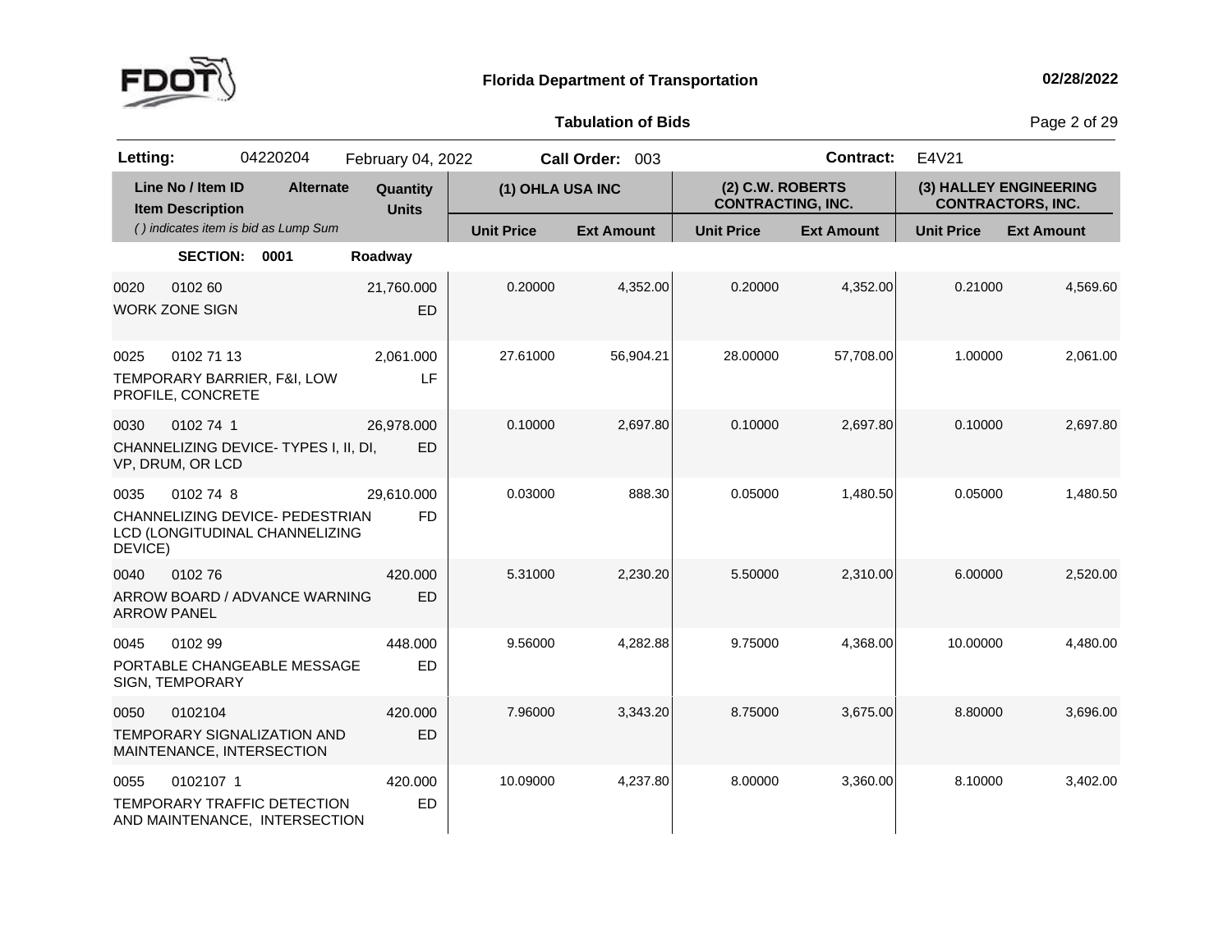**Florida Department of Transportation** 02/28/2022

**Tabulation of Bids**

| **Letting:** | 04220204 | February 04, 2022 | **Call Order:** 003 | **Contract:** | E4V21 |
|---|---|---|---|---|---|

| Line No / Item ID<br>Item Description<br>*( ) indicates item is bid as Lump Sum* | Alternate | Quantity<br>Units | (1) OHLA USA INC | | (2) C.W. ROBERTS CONTRACTING, INC. | | (3) HALLEY ENGINEERING CONTRACTORS, INC. | |
|---|---|---|---|---|---|---|---|---|
| | | | Unit Price | Ext Amount | Unit Price | Ext Amount | Unit Price | Ext Amount |
| **SECTION: 0001** | | **Roadway** | | | | | | |
| 0020 0102 60<br>WORK ZONE SIGN | | 21,760.000<br>ED | 0.20000 | 4,352.00 | 0.20000 | 4,352.00 | 0.21000 | 4,569.60 |
| 0025 0102 71 13<br>TEMPORARY BARRIER, F&I, LOW PROFILE, CONCRETE | | 2,061.000<br>LF | 27.61000 | 56,904.21 | 28.00000 | 57,708.00 | 1.00000 | 2,061.00 |
| 0030 0102 74 1<br>CHANNELIZING DEVICE- TYPES I, II, DI, VP, DRUM, OR LCD | | 26,978.000<br>ED | 0.10000 | 2,697.80 | 0.10000 | 2,697.80 | 0.10000 | 2,697.80 |
| 0035 0102 74 8<br>CHANNELIZING DEVICE- PEDESTRIAN LCD (LONGITUDINAL CHANNELIZING DEVICE) | | 29,610.000<br>FD | 0.03000 | 888.30 | 0.05000 | 1,480.50 | 0.05000 | 1,480.50 |
| 0040 0102 76<br>ARROW BOARD / ADVANCE WARNING ARROW PANEL | | 420.000<br>ED | 5.31000 | 2,230.20 | 5.50000 | 2,310.00 | 6.00000 | 2,520.00 |
| 0045 0102 99<br>PORTABLE CHANGEABLE MESSAGE SIGN, TEMPORARY | | 448.000<br>ED | 9.56000 | 4,282.88 | 9.75000 | 4,368.00 | 10.00000 | 4,480.00 |
| 0050 0102104<br>TEMPORARY SIGNALIZATION AND MAINTENANCE, INTERSECTION | | 420.000<br>ED | 7.96000 | 3,343.20 | 8.75000 | 3,675.00 | 8.80000 | 3,696.00 |
| 0055 0102107 1<br>TEMPORARY TRAFFIC DETECTION AND MAINTENANCE, INTERSECTION | | 420.000<br>ED | 10.09000 | 4,237.80 | 8.00000 | 3,360.00 | 8.10000 | 3,402.00 |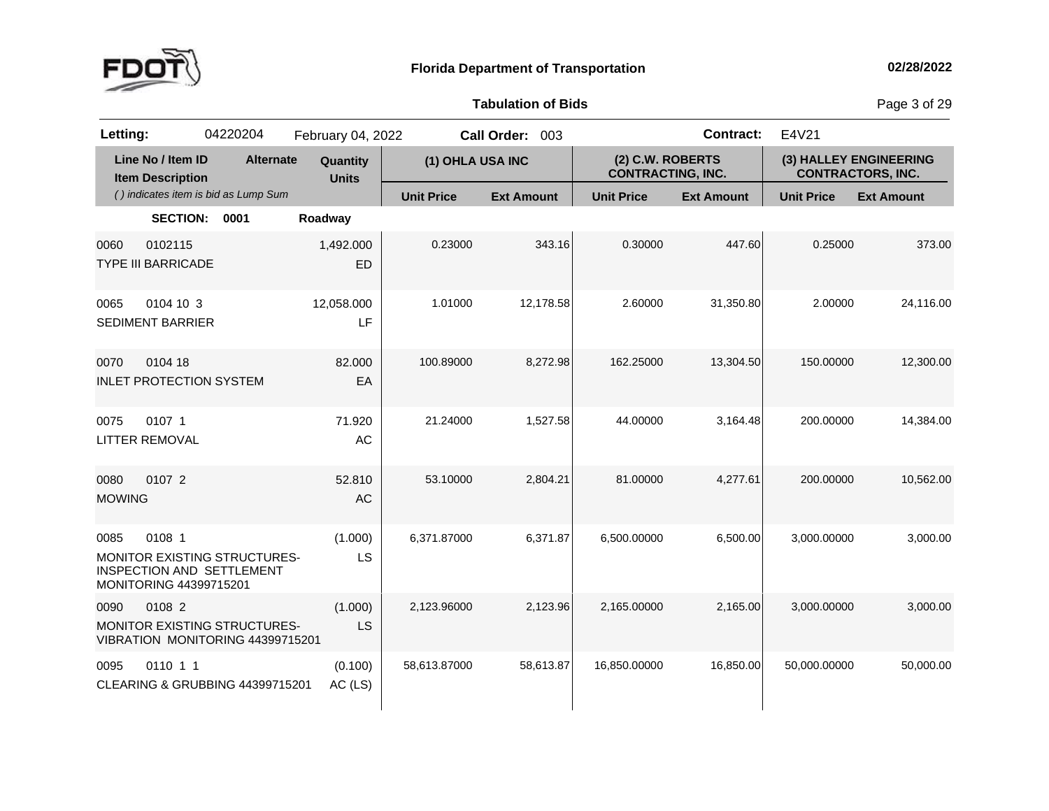**Florida Department of Transportation** — 02/28/2022

**Tabulation of Bids**

**Letting:** 04220204 February 04, 2022 **Call Order:** 003 **Contract:** E4V21

| Line No / Item ID<br>Item Description<br>( ) indicates item is bid as Lump Sum | Alternate | Quantity<br>Units | (1) OHLA USA INC<br>Unit Price | <br>Ext Amount | (2) C.W. ROBERTS CONTRACTING, INC.<br>Unit Price | <br>Ext Amount | (3) HALLEY ENGINEERING CONTRACTORS, INC.<br>Unit Price | <br>Ext Amount |
|---|---|---|---|---|---|---|---|---|
| **SECTION: 0001** | | **Roadway** | | | | | | |
| 0060 0102115<br>TYPE III BARRICADE | | 1,492.000<br>ED | 0.23000 | 343.16 | 0.30000 | 447.60 | 0.25000 | 373.00 |
| 0065 0104 10 3<br>SEDIMENT BARRIER | | 12,058.000<br>LF | 1.01000 | 12,178.58 | 2.60000 | 31,350.80 | 2.00000 | 24,116.00 |
| 0070 0104 18<br>INLET PROTECTION SYSTEM | | 82.000<br>EA | 100.89000 | 8,272.98 | 162.25000 | 13,304.50 | 150.00000 | 12,300.00 |
| 0075 0107 1<br>LITTER REMOVAL | | 71.920<br>AC | 21.24000 | 1,527.58 | 44.00000 | 3,164.48 | 200.00000 | 14,384.00 |
| 0080 0107 2<br>MOWING | | 52.810<br>AC | 53.10000 | 2,804.21 | 81.00000 | 4,277.61 | 200.00000 | 10,562.00 |
| 0085 0108 1<br>MONITOR EXISTING STRUCTURES-INSPECTION AND SETTLEMENT MONITORING 44399715201 | | (1.000)<br>LS | 6,371.87000 | 6,371.87 | 6,500.00000 | 6,500.00 | 3,000.00000 | 3,000.00 |
| 0090 0108 2<br>MONITOR EXISTING STRUCTURES-VIBRATION MONITORING 44399715201 | | (1.000)<br>LS | 2,123.96000 | 2,123.96 | 2,165.00000 | 2,165.00 | 3,000.00000 | 3,000.00 |
| 0095 0110 1 1<br>CLEARING & GRUBBING 44399715201 | | (0.100)<br>AC (LS) | 58,613.87000 | 58,613.87 | 16,850.00000 | 16,850.00 | 50,000.00000 | 50,000.00 |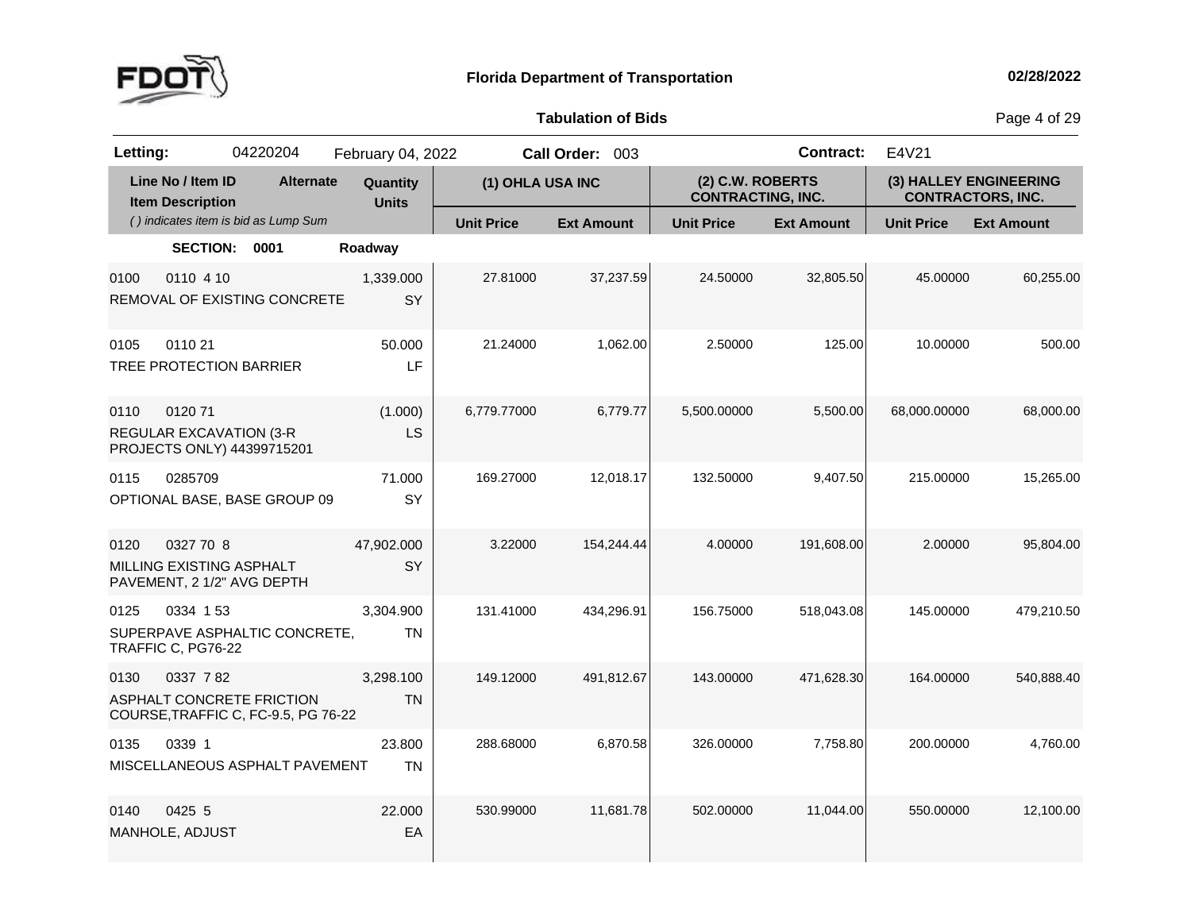**Florida Department of Transportation**

**02/28/2022**

**Tabulation of Bids**

| **Letting:** | 04220204 | February 04, 2022 | **Call Order:** 003 | **Contract:** | E4V21 |
|---|---|---|---|---|---|

| Line No / Item ID | Item Description | Alternate | Quantity / Units | (1) OHLA USA INC | | (2) C.W. ROBERTS CONTRACTING, INC. | | (3) HALLEY ENGINEERING CONTRACTORS, INC. | |
|---|---|---|---|---|---|---|---|---|---|
| *( ) indicates item is bid as Lump Sum* | | | | Unit Price | Ext Amount | Unit Price | Ext Amount | Unit Price | Ext Amount |
| **SECTION: 0001** | | | **Roadway** | | | | | | |
| 0100 0110 4 10 | REMOVAL OF EXISTING CONCRETE | | 1,339.000 SY | 27.81000 | 37,237.59 | 24.50000 | 32,805.50 | 45.00000 | 60,255.00 |
| 0105 0110 21 | TREE PROTECTION BARRIER | | 50.000 LF | 21.24000 | 1,062.00 | 2.50000 | 125.00 | 10.00000 | 500.00 |
| 0110 0120 71 | REGULAR EXCAVATION (3-R PROJECTS ONLY) 44399715201 | | (1.000) LS | 6,779.77000 | 6,779.77 | 5,500.00000 | 5,500.00 | 68,000.00000 | 68,000.00 |
| 0115 0285709 | OPTIONAL BASE, BASE GROUP 09 | | 71.000 SY | 169.27000 | 12,018.17 | 132.50000 | 9,407.50 | 215.00000 | 15,265.00 |
| 0120 0327 70 8 | MILLING EXISTING ASPHALT PAVEMENT, 2 1/2" AVG DEPTH | | 47,902.000 SY | 3.22000 | 154,244.44 | 4.00000 | 191,608.00 | 2.00000 | 95,804.00 |
| 0125 0334 1 53 | SUPERPAVE ASPHALTIC CONCRETE, TRAFFIC C, PG76-22 | | 3,304.900 TN | 131.41000 | 434,296.91 | 156.75000 | 518,043.08 | 145.00000 | 479,210.50 |
| 0130 0337 7 82 | ASPHALT CONCRETE FRICTION COURSE,TRAFFIC C, FC-9.5, PG 76-22 | | 3,298.100 TN | 149.12000 | 491,812.67 | 143.00000 | 471,628.30 | 164.00000 | 540,888.40 |
| 0135 0339 1 | MISCELLANEOUS ASPHALT PAVEMENT | | 23.800 TN | 288.68000 | 6,870.58 | 326.00000 | 7,758.80 | 200.00000 | 4,760.00 |
| 0140 0425 5 | MANHOLE, ADJUST | | 22.000 EA | 530.99000 | 11,681.78 | 502.00000 | 11,044.00 | 550.00000 | 12,100.00 |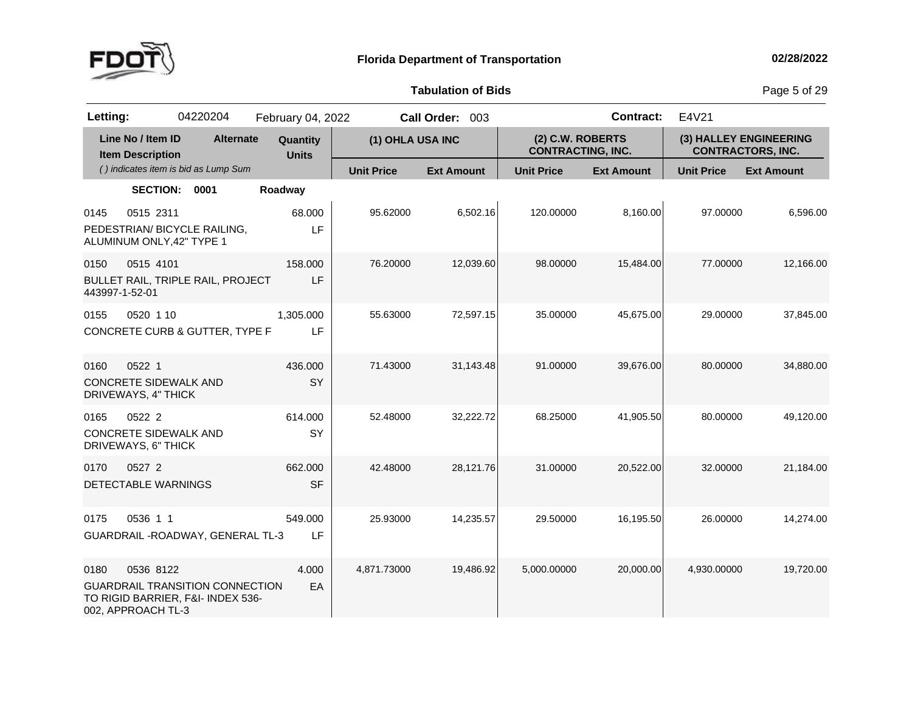**Florida Department of Transportation**

**Tabulation of Bids**

| **Letting:** | 04220204 | February 04, 2022 | **Call Order:** 003 | **Contract:** | E4V21 |
|---|---|---|---|---|---|

| Line No / Item ID Item Description *( ) indicates item is bid as Lump Sum* | Alternate | Quantity Units | (1) OHLA USA INC | | (2) C.W. ROBERTS CONTRACTING, INC. | | (3) HALLEY ENGINEERING CONTRACTORS, INC. | |
|---|---|---|---|---|---|---|---|---|
| | | | Unit Price | Ext Amount | Unit Price | Ext Amount | Unit Price | Ext Amount |
| **SECTION: 0001** | | **Roadway** | | | | | | |
| 0145 0515 2311 PEDESTRIAN/ BICYCLE RAILING, ALUMINUM ONLY,42" TYPE 1 | | 68.000 LF | 95.62000 | 6,502.16 | 120.00000 | 8,160.00 | 97.00000 | 6,596.00 |
| 0150 0515 4101 BULLET RAIL, TRIPLE RAIL, PROJECT 443997-1-52-01 | | 158.000 LF | 76.20000 | 12,039.60 | 98.00000 | 15,484.00 | 77.00000 | 12,166.00 |
| 0155 0520 1 10 CONCRETE CURB & GUTTER, TYPE F | | 1,305.000 LF | 55.63000 | 72,597.15 | 35.00000 | 45,675.00 | 29.00000 | 37,845.00 |
| 0160 0522 1 CONCRETE SIDEWALK AND DRIVEWAYS, 4" THICK | | 436.000 SY | 71.43000 | 31,143.48 | 91.00000 | 39,676.00 | 80.00000 | 34,880.00 |
| 0165 0522 2 CONCRETE SIDEWALK AND DRIVEWAYS, 6" THICK | | 614.000 SY | 52.48000 | 32,222.72 | 68.25000 | 41,905.50 | 80.00000 | 49,120.00 |
| 0170 0527 2 DETECTABLE WARNINGS | | 662.000 SF | 42.48000 | 28,121.76 | 31.00000 | 20,522.00 | 32.00000 | 21,184.00 |
| 0175 0536 1 1 GUARDRAIL -ROADWAY, GENERAL TL-3 | | 549.000 LF | 25.93000 | 14,235.57 | 29.50000 | 16,195.50 | 26.00000 | 14,274.00 |
| 0180 0536 8122 GUARDRAIL TRANSITION CONNECTION TO RIGID BARRIER, F&I- INDEX 536-002, APPROACH TL-3 | | 4.000 EA | 4,871.73000 | 19,486.92 | 5,000.00000 | 20,000.00 | 4,930.00000 | 19,720.00 |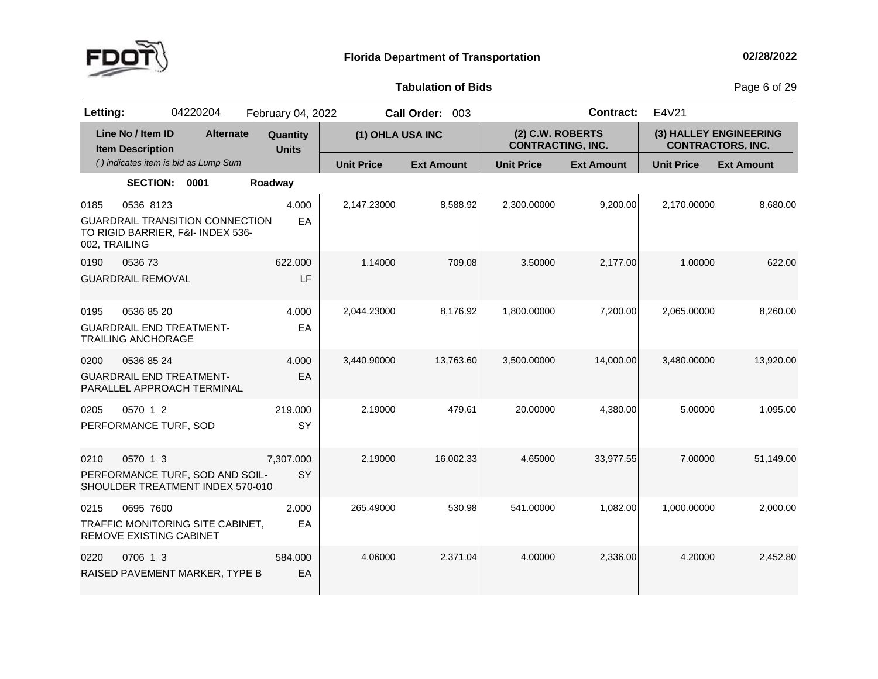# Florida Department of Transportation

**02/28/2022**

## Tabulation of Bids

**Letting:** 04220204 February 04, 2022 **Call Order:** 003 **Contract:** E4V21

| Line No / Item ID<br>Item Description<br>*( ) indicates item is bid as Lump Sum* | Alternate | Quantity<br>Units | (1) OHLA USA INC | | (2) C.W. ROBERTS CONTRACTING, INC. | | (3) HALLEY ENGINEERING CONTRACTORS, INC. | |
|---|---|---|---|---|---|---|---|---|
| | | | **Unit Price** | **Ext Amount** | **Unit Price** | **Ext Amount** | **Unit Price** | **Ext Amount** |
| **SECTION: 0001** | | **Roadway** | | | | | | |
| 0185 0536 8123<br>GUARDRAIL TRANSITION CONNECTION TO RIGID BARRIER, F&I- INDEX 536-002, TRAILING | | 4.000<br>EA | 2,147.23000 | 8,588.92 | 2,300.00000 | 9,200.00 | 2,170.00000 | 8,680.00 |
| 0190 0536 73<br>GUARDRAIL REMOVAL | | 622.000<br>LF | 1.14000 | 709.08 | 3.50000 | 2,177.00 | 1.00000 | 622.00 |
| 0195 0536 85 20<br>GUARDRAIL END TREATMENT- TRAILING ANCHORAGE | | 4.000<br>EA | 2,044.23000 | 8,176.92 | 1,800.00000 | 7,200.00 | 2,065.00000 | 8,260.00 |
| 0200 0536 85 24<br>GUARDRAIL END TREATMENT- PARALLEL APPROACH TERMINAL | | 4.000<br>EA | 3,440.90000 | 13,763.60 | 3,500.00000 | 14,000.00 | 3,480.00000 | 13,920.00 |
| 0205 0570 1 2<br>PERFORMANCE TURF, SOD | | 219.000<br>SY | 2.19000 | 479.61 | 20.00000 | 4,380.00 | 5.00000 | 1,095.00 |
| 0210 0570 1 3<br>PERFORMANCE TURF, SOD AND SOIL- SHOULDER TREATMENT INDEX 570-010 | | 7,307.000<br>SY | 2.19000 | 16,002.33 | 4.65000 | 33,977.55 | 7.00000 | 51,149.00 |
| 0215 0695 7600<br>TRAFFIC MONITORING SITE CABINET, REMOVE EXISTING CABINET | | 2.000<br>EA | 265.49000 | 530.98 | 541.00000 | 1,082.00 | 1,000.00000 | 2,000.00 |
| 0220 0706 1 3<br>RAISED PAVEMENT MARKER, TYPE B | | 584.000<br>EA | 4.06000 | 2,371.04 | 4.00000 | 2,336.00 | 4.20000 | 2,452.80 |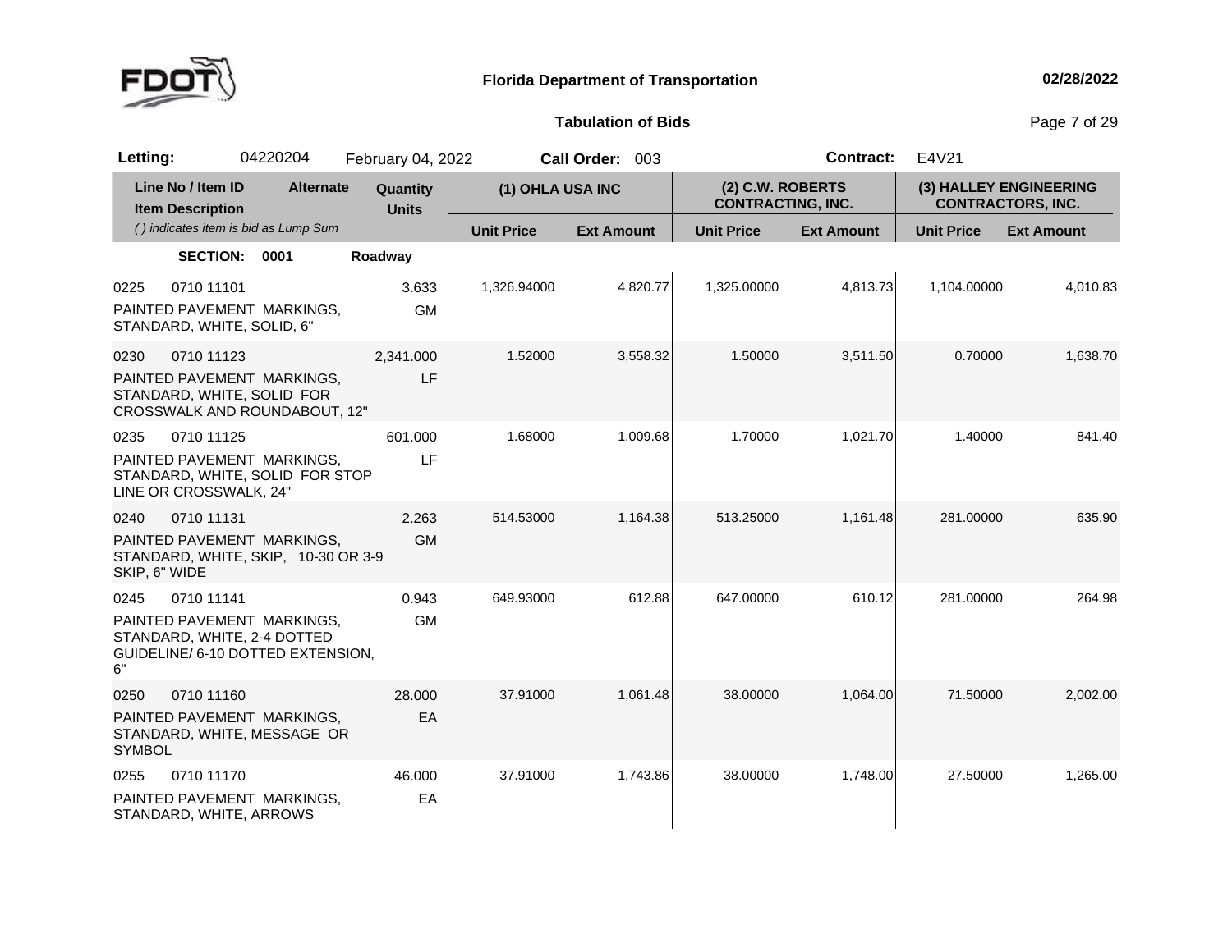**Florida Department of Transportation**

**Tabulation of Bids**

| **Letting:** | 04220204 | February 04, 2022 | **Call Order:** 003 | **Contract:** | E4V21 |
|---|---|---|---|---|---|

| Line No / Item ID / Item Description | Alternate | Quantity / Units | (1) OHLA USA INC | | (2) C.W. ROBERTS CONTRACTING, INC. | | (3) HALLEY ENGINEERING CONTRACTORS, INC. | |
|---|---|---|---|---|---|---|---|---|
| *( ) indicates item is bid as Lump Sum* | | | Unit Price | Ext Amount | Unit Price | Ext Amount | Unit Price | Ext Amount |
| **SECTION: 0001** | | **Roadway** | | | | | | |
| 0225 0710 11101 PAINTED PAVEMENT MARKINGS, STANDARD, WHITE, SOLID, 6" | | 3.633 GM | 1,326.94000 | 4,820.77 | 1,325.00000 | 4,813.73 | 1,104.00000 | 4,010.83 |
| 0230 0710 11123 PAINTED PAVEMENT MARKINGS, STANDARD, WHITE, SOLID FOR CROSSWALK AND ROUNDABOUT, 12" | | 2,341.000 LF | 1.52000 | 3,558.32 | 1.50000 | 3,511.50 | 0.70000 | 1,638.70 |
| 0235 0710 11125 PAINTED PAVEMENT MARKINGS, STANDARD, WHITE, SOLID FOR STOP LINE OR CROSSWALK, 24" | | 601.000 LF | 1.68000 | 1,009.68 | 1.70000 | 1,021.70 | 1.40000 | 841.40 |
| 0240 0710 11131 PAINTED PAVEMENT MARKINGS, STANDARD, WHITE, SKIP, 10-30 OR 3-9 SKIP, 6" WIDE | | 2.263 GM | 514.53000 | 1,164.38 | 513.25000 | 1,161.48 | 281.00000 | 635.90 |
| 0245 0710 11141 PAINTED PAVEMENT MARKINGS, STANDARD, WHITE, 2-4 DOTTED GUIDELINE/ 6-10 DOTTED EXTENSION, 6" | | 0.943 GM | 649.93000 | 612.88 | 647.00000 | 610.12 | 281.00000 | 264.98 |
| 0250 0710 11160 PAINTED PAVEMENT MARKINGS, STANDARD, WHITE, MESSAGE OR SYMBOL | | 28.000 EA | 37.91000 | 1,061.48 | 38.00000 | 1,064.00 | 71.50000 | 2,002.00 |
| 0255 0710 11170 PAINTED PAVEMENT MARKINGS, STANDARD, WHITE, ARROWS | | 46.000 EA | 37.91000 | 1,743.86 | 38.00000 | 1,748.00 | 27.50000 | 1,265.00 |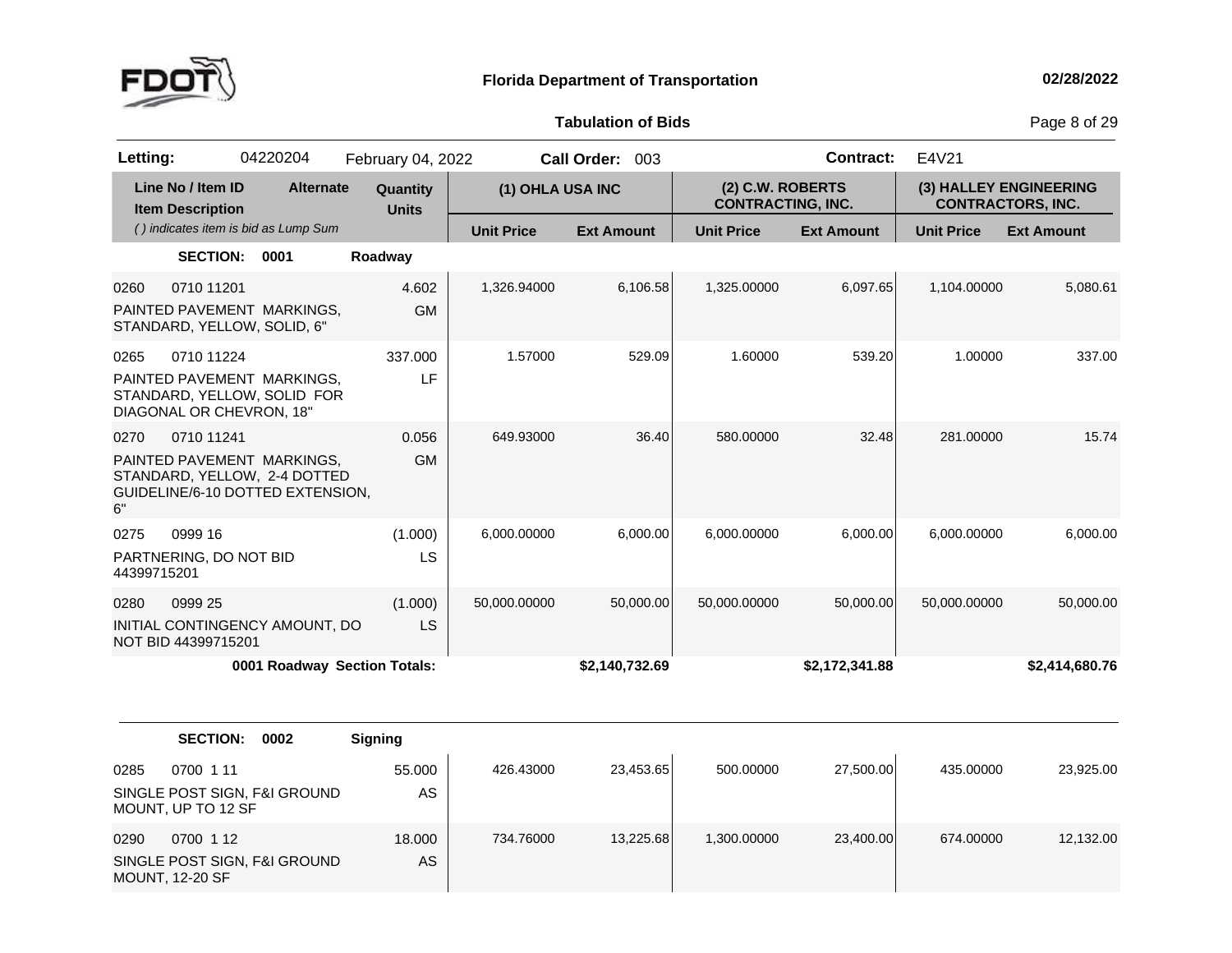**Florida Department of Transportation** 02/28/2022

**Tabulation of Bids**

| **Letting:** | 04220204 | February 04, 2022 | **Call Order:** 003 | **Contract:** | E4V21 |
|---|---|---|---|---|---|

| Line No / Item ID | Item Description | Alternate | Quantity / Units | (1) OHLA USA INC Unit Price | (1) OHLA USA INC Ext Amount | (2) C.W. ROBERTS CONTRACTING, INC. Unit Price | (2) C.W. ROBERTS CONTRACTING, INC. Ext Amount | (3) HALLEY ENGINEERING CONTRACTORS, INC. Unit Price | (3) HALLEY ENGINEERING CONTRACTORS, INC. Ext Amount |
|---|---|---|---|---|---|---|---|---|---|
| *( ) indicates item is bid as Lump Sum* | | | | | | | | | |
| **SECTION: 0001** | **Roadway** | | | | | | | | |
| 0260 0710 11201 | PAINTED PAVEMENT MARKINGS, STANDARD, YELLOW, SOLID, 6" | | 4.602 GM | 1,326.94000 | 6,106.58 | 1,325.00000 | 6,097.65 | 1,104.00000 | 5,080.61 |
| 0265 0710 11224 | PAINTED PAVEMENT MARKINGS, STANDARD, YELLOW, SOLID FOR DIAGONAL OR CHEVRON, 18" | | 337.000 LF | 1.57000 | 529.09 | 1.60000 | 539.20 | 1.00000 | 337.00 |
| 0270 0710 11241 | PAINTED PAVEMENT MARKINGS, STANDARD, YELLOW, 2-4 DOTTED GUIDELINE/6-10 DOTTED EXTENSION, 6" | | 0.056 GM | 649.93000 | 36.40 | 580.00000 | 32.48 | 281.00000 | 15.74 |
| 0275 0999 16 | PARTNERING, DO NOT BID 44399715201 | | (1.000) LS | 6,000.00000 | 6,000.00 | 6,000.00000 | 6,000.00 | 6,000.00000 | 6,000.00 |
| 0280 0999 25 | INITIAL CONTINGENCY AMOUNT, DO NOT BID 44399715201 | | (1.000) LS | 50,000.00000 | 50,000.00 | 50,000.00000 | 50,000.00 | 50,000.00000 | 50,000.00 |
| | **0001 Roadway Section Totals:** | | | | **$2,140,732.69** | | **$2,172,341.88** | | **$2,414,680.76** |
| **SECTION: 0002** | **Signing** | | | | | | | | |
| 0285 0700 1 11 | SINGLE POST SIGN, F&I GROUND MOUNT, UP TO 12 SF | | 55.000 AS | 426.43000 | 23,453.65 | 500.00000 | 27,500.00 | 435.00000 | 23,925.00 |
| 0290 0700 1 12 | SINGLE POST SIGN, F&I GROUND MOUNT, 12-20 SF | | 18.000 AS | 734.76000 | 13,225.68 | 1,300.00000 | 23,400.00 | 674.00000 | 12,132.00 |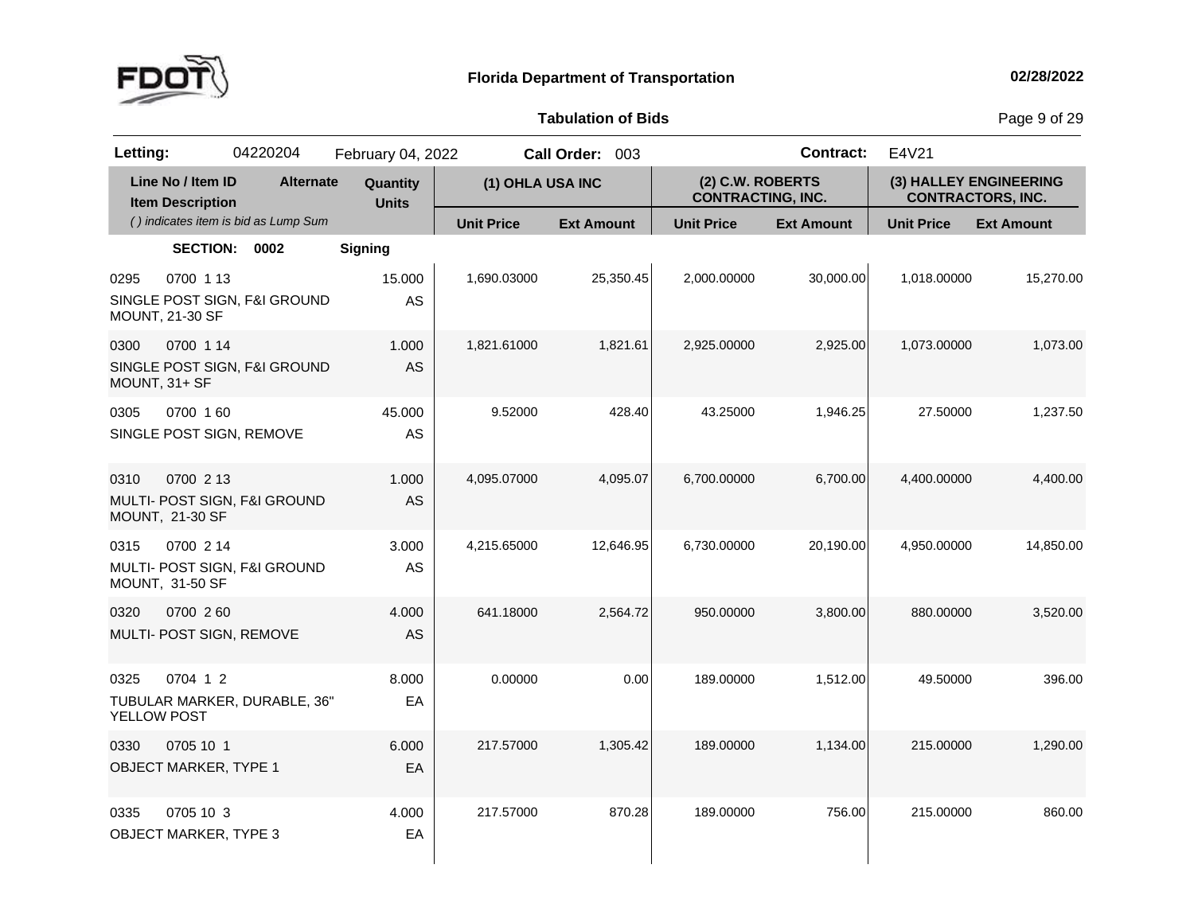# Florida Department of Transportation

**Tabulation of Bids**

**Letting:** 04220204 February 04, 2022 **Call Order:** 003 **Contract:** E4V21

| Line No / Item ID<br>Item Description<br>*( ) indicates item is bid as Lump Sum* | Alternate | Quantity<br>Units | (1) OHLA USA INC | | (2) C.W. ROBERTS CONTRACTING, INC. | | (3) HALLEY ENGINEERING CONTRACTORS, INC. | |
|---|---|---|---|---|---|---|---|---|
| | | | **Unit Price** | **Ext Amount** | **Unit Price** | **Ext Amount** | **Unit Price** | **Ext Amount** |
| **SECTION: 0002** | | **Signing** | | | | | | |
| 0295 0700 1 13<br>SINGLE POST SIGN, F&I GROUND MOUNT, 21-30 SF | | 15.000<br>AS | 1,690.03000 | 25,350.45 | 2,000.00000 | 30,000.00 | 1,018.00000 | 15,270.00 |
| 0300 0700 1 14<br>SINGLE POST SIGN, F&I GROUND MOUNT, 31+ SF | | 1.000<br>AS | 1,821.61000 | 1,821.61 | 2,925.00000 | 2,925.00 | 1,073.00000 | 1,073.00 |
| 0305 0700 1 60<br>SINGLE POST SIGN, REMOVE | | 45.000<br>AS | 9.52000 | 428.40 | 43.25000 | 1,946.25 | 27.50000 | 1,237.50 |
| 0310 0700 2 13<br>MULTI- POST SIGN, F&I GROUND MOUNT, 21-30 SF | | 1.000<br>AS | 4,095.07000 | 4,095.07 | 6,700.00000 | 6,700.00 | 4,400.00000 | 4,400.00 |
| 0315 0700 2 14<br>MULTI- POST SIGN, F&I GROUND MOUNT, 31-50 SF | | 3.000<br>AS | 4,215.65000 | 12,646.95 | 6,730.00000 | 20,190.00 | 4,950.00000 | 14,850.00 |
| 0320 0700 2 60<br>MULTI- POST SIGN, REMOVE | | 4.000<br>AS | 641.18000 | 2,564.72 | 950.00000 | 3,800.00 | 880.00000 | 3,520.00 |
| 0325 0704 1 2<br>TUBULAR MARKER, DURABLE, 36" YELLOW POST | | 8.000<br>EA | 0.00000 | 0.00 | 189.00000 | 1,512.00 | 49.50000 | 396.00 |
| 0330 0705 10 1<br>OBJECT MARKER, TYPE 1 | | 6.000<br>EA | 217.57000 | 1,305.42 | 189.00000 | 1,134.00 | 215.00000 | 1,290.00 |
| 0335 0705 10 3<br>OBJECT MARKER, TYPE 3 | | 4.000<br>EA | 217.57000 | 870.28 | 189.00000 | 756.00 | 215.00000 | 860.00 |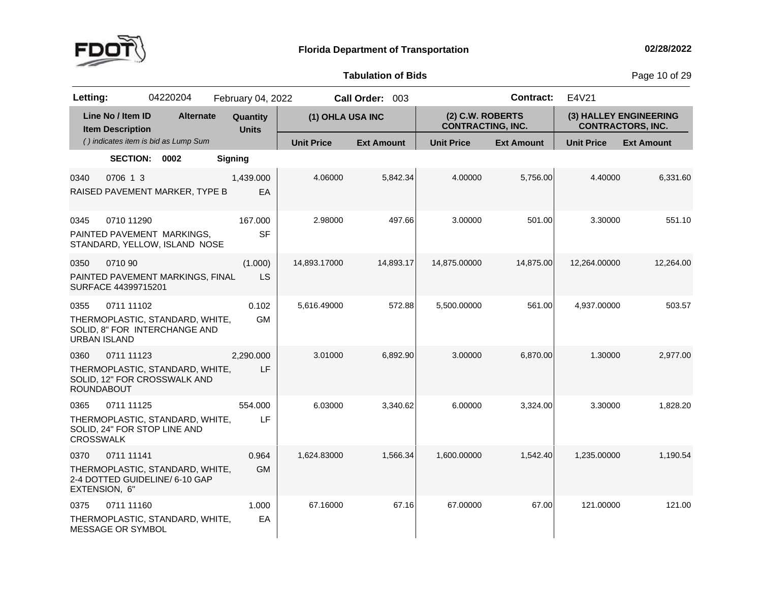# Florida Department of Transportation

02/28/2022

## Tabulation of Bids

**Letting:** 04220204 February 04, 2022 **Call Order:** 003 **Contract:** E4V21

| Line No / Item ID / Item Description | Alternate | Quantity / Units | (1) OHLA USA INC Unit Price | (1) OHLA USA INC Ext Amount | (2) C.W. ROBERTS CONTRACTING, INC. Unit Price | (2) C.W. ROBERTS CONTRACTING, INC. Ext Amount | (3) HALLEY ENGINEERING CONTRACTORS, INC. Unit Price | (3) HALLEY ENGINEERING CONTRACTORS, INC. Ext Amount |
|---|---|---|---|---|---|---|---|---|
| *( ) indicates item is bid as Lump Sum* | | | | | | | | |
| **SECTION: 0002** | | **Signing** | | | | | | |
| 0340 0706 1 3 RAISED PAVEMENT MARKER, TYPE B | | 1,439.000 EA | 4.06000 | 5,842.34 | 4.00000 | 5,756.00 | 4.40000 | 6,331.60 |
| 0345 0710 11290 PAINTED PAVEMENT MARKINGS, STANDARD, YELLOW, ISLAND NOSE | | 167.000 SF | 2.98000 | 497.66 | 3.00000 | 501.00 | 3.30000 | 551.10 |
| 0350 0710 90 PAINTED PAVEMENT MARKINGS, FINAL SURFACE 44399715201 | | (1.000) LS | 14,893.17000 | 14,893.17 | 14,875.00000 | 14,875.00 | 12,264.00000 | 12,264.00 |
| 0355 0711 11102 THERMOPLASTIC, STANDARD, WHITE, SOLID, 8" FOR INTERCHANGE AND URBAN ISLAND | | 0.102 GM | 5,616.49000 | 572.88 | 5,500.00000 | 561.00 | 4,937.00000 | 503.57 |
| 0360 0711 11123 THERMOPLASTIC, STANDARD, WHITE, SOLID, 12" FOR CROSSWALK AND ROUNDABOUT | | 2,290.000 LF | 3.01000 | 6,892.90 | 3.00000 | 6,870.00 | 1.30000 | 2,977.00 |
| 0365 0711 11125 THERMOPLASTIC, STANDARD, WHITE, SOLID, 24" FOR STOP LINE AND CROSSWALK | | 554.000 LF | 6.03000 | 3,340.62 | 6.00000 | 3,324.00 | 3.30000 | 1,828.20 |
| 0370 0711 11141 THERMOPLASTIC, STANDARD, WHITE, 2-4 DOTTED GUIDELINE/ 6-10 GAP EXTENSION, 6" | | 0.964 GM | 1,624.83000 | 1,566.34 | 1,600.00000 | 1,542.40 | 1,235.00000 | 1,190.54 |
| 0375 0711 11160 THERMOPLASTIC, STANDARD, WHITE, MESSAGE OR SYMBOL | | 1.000 EA | 67.16000 | 67.16 | 67.00000 | 67.00 | 121.00000 | 121.00 |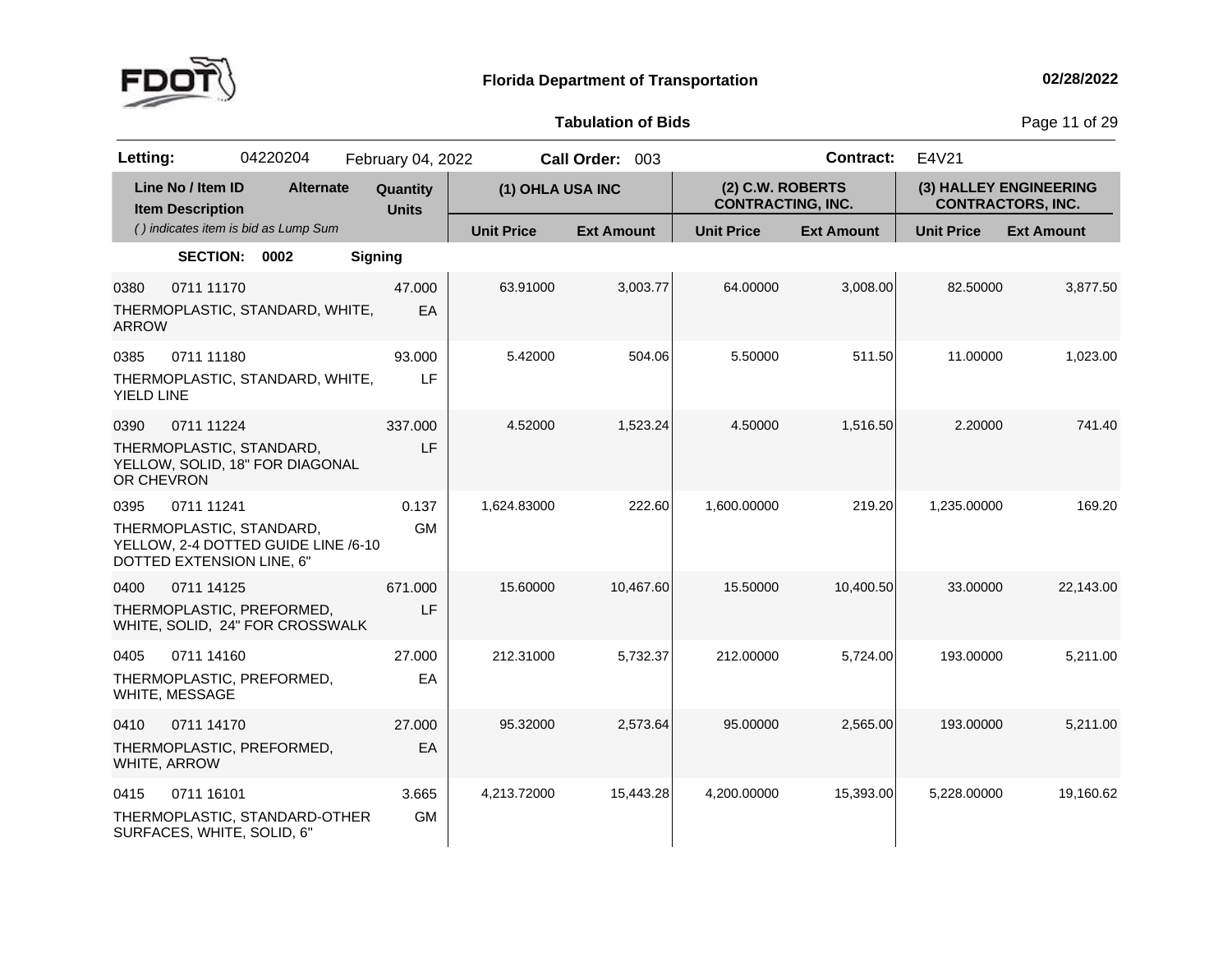**Florida Department of Transportation** — 02/28/2022

**Tabulation of Bids**

| Letting: | 04220204 | February 04, 2022 | Call Order: 003 | Contract: | E4V21 |
|---|---|---|---|---|---|

| Line No / Item ID / Item Description ( ) indicates item is bid as Lump Sum | Alternate | Quantity / Units | (1) OHLA USA INC Unit Price | (1) OHLA USA INC Ext Amount | (2) C.W. ROBERTS CONTRACTING, INC. Unit Price | (2) C.W. ROBERTS CONTRACTING, INC. Ext Amount | (3) HALLEY ENGINEERING CONTRACTORS, INC. Unit Price | (3) HALLEY ENGINEERING CONTRACTORS, INC. Ext Amount |
|---|---|---|---|---|---|---|---|---|
| **SECTION: 0002 Signing** | | | | | | | | |
| 0380 0711 11170 THERMOPLASTIC, STANDARD, WHITE, ARROW | | 47.000 EA | 63.91000 | 3,003.77 | 64.00000 | 3,008.00 | 82.50000 | 3,877.50 |
| 0385 0711 11180 THERMOPLASTIC, STANDARD, WHITE, YIELD LINE | | 93.000 LF | 5.42000 | 504.06 | 5.50000 | 511.50 | 11.00000 | 1,023.00 |
| 0390 0711 11224 THERMOPLASTIC, STANDARD, YELLOW, SOLID, 18" FOR DIAGONAL OR CHEVRON | | 337.000 LF | 4.52000 | 1,523.24 | 4.50000 | 1,516.50 | 2.20000 | 741.40 |
| 0395 0711 11241 THERMOPLASTIC, STANDARD, YELLOW, 2-4 DOTTED GUIDE LINE /6-10 DOTTED EXTENSION LINE, 6" | | 0.137 GM | 1,624.83000 | 222.60 | 1,600.00000 | 219.20 | 1,235.00000 | 169.20 |
| 0400 0711 14125 THERMOPLASTIC, PREFORMED, WHITE, SOLID, 24" FOR CROSSWALK | | 671.000 LF | 15.60000 | 10,467.60 | 15.50000 | 10,400.50 | 33.00000 | 22,143.00 |
| 0405 0711 14160 THERMOPLASTIC, PREFORMED, WHITE, MESSAGE | | 27.000 EA | 212.31000 | 5,732.37 | 212.00000 | 5,724.00 | 193.00000 | 5,211.00 |
| 0410 0711 14170 THERMOPLASTIC, PREFORMED, WHITE, ARROW | | 27.000 EA | 95.32000 | 2,573.64 | 95.00000 | 2,565.00 | 193.00000 | 5,211.00 |
| 0415 0711 16101 THERMOPLASTIC, STANDARD-OTHER SURFACES, WHITE, SOLID, 6" | | 3.665 GM | 4,213.72000 | 15,443.28 | 4,200.00000 | 15,393.00 | 5,228.00000 | 19,160.62 |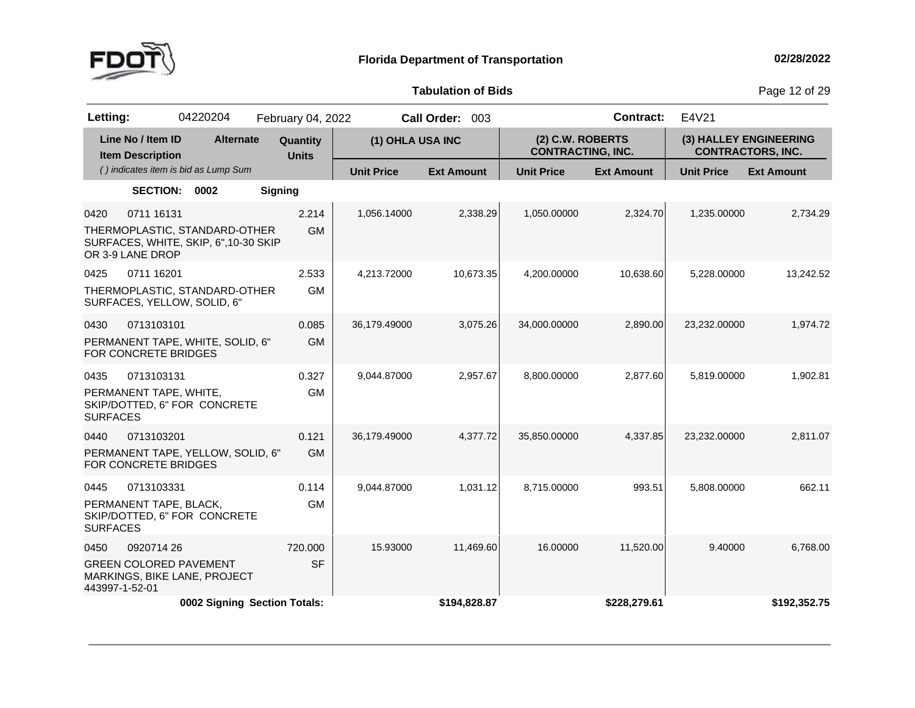**Tabulation of Bids**

| Letting: | 04220204 | February 04, 2022 | Call Order: 003 | Contract: E4V21 |
|---|---|---|---|---|

| Line No / Item ID | Item Description | Alternate | Quantity / Units | (1) OHLA USA INC Unit Price | (1) OHLA USA INC Ext Amount | (2) C.W. ROBERTS CONTRACTING, INC. Unit Price | (2) C.W. ROBERTS CONTRACTING, INC. Ext Amount | (3) HALLEY ENGINEERING CONTRACTORS, INC. Unit Price | (3) HALLEY ENGINEERING CONTRACTORS, INC. Ext Amount |
|---|---|---|---|---|---|---|---|---|---|
| ( ) indicates item is bid as Lump Sum | | | | | | | | | |
| **SECTION: 0002** | **Signing** | | | | | | | | |
| 0420 0711 16131 | THERMOPLASTIC, STANDARD-OTHER SURFACES, WHITE, SKIP, 6",10-30 SKIP OR 3-9 LANE DROP | | 2.214 GM | 1,056.14000 | 2,338.29 | 1,050.00000 | 2,324.70 | 1,235.00000 | 2,734.29 |
| 0425 0711 16201 | THERMOPLASTIC, STANDARD-OTHER SURFACES, YELLOW, SOLID, 6" | | 2.533 GM | 4,213.72000 | 10,673.35 | 4,200.00000 | 10,638.60 | 5,228.00000 | 13,242.52 |
| 0430 0713103101 | PERMANENT TAPE, WHITE, SOLID, 6" FOR CONCRETE BRIDGES | | 0.085 GM | 36,179.49000 | 3,075.26 | 34,000.00000 | 2,890.00 | 23,232.00000 | 1,974.72 |
| 0435 0713103131 | PERMANENT TAPE, WHITE, SKIP/DOTTED, 6" FOR CONCRETE SURFACES | | 0.327 GM | 9,044.87000 | 2,957.67 | 8,800.00000 | 2,877.60 | 5,819.00000 | 1,902.81 |
| 0440 0713103201 | PERMANENT TAPE, YELLOW, SOLID, 6" FOR CONCRETE BRIDGES | | 0.121 GM | 36,179.49000 | 4,377.72 | 35,850.00000 | 4,337.85 | 23,232.00000 | 2,811.07 |
| 0445 0713103331 | PERMANENT TAPE, BLACK, SKIP/DOTTED, 6" FOR CONCRETE SURFACES | | 0.114 GM | 9,044.87000 | 1,031.12 | 8,715.00000 | 993.51 | 5,808.00000 | 662.11 |
| 0450 0920714 26 | GREEN COLORED PAVEMENT MARKINGS, BIKE LANE, PROJECT 443997-1-52-01 | | 720.000 SF | 15.93000 | 11,469.60 | 16.00000 | 11,520.00 | 9.40000 | 6,768.00 |
| | **0002 Signing Section Totals:** | | | | **$194,828.87** | | **$228,279.61** | | **$192,352.75** |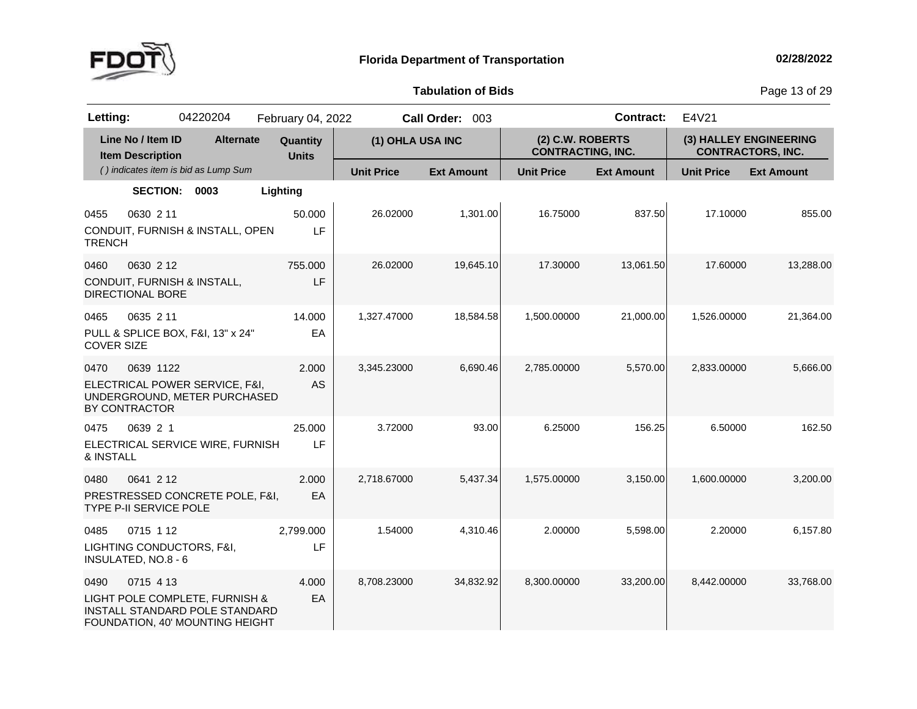**Florida Department of Transportation** — 02/28/2022

**Tabulation of Bids**

| Letting: | 04220204 | February 04, 2022 | Call Order: 003 | Contract: | E4V21 |
|---|---|---|---|---|---|

| Line No / Item ID | Item Description | Alternate | Quantity / Units | (1) OHLA USA INC | | (2) C.W. ROBERTS CONTRACTING, INC. | | (3) HALLEY ENGINEERING CONTRACTORS, INC. | |
|---|---|---|---|---|---|---|---|---|---|
| *( ) indicates item is bid as Lump Sum* | | | | Unit Price | Ext Amount | Unit Price | Ext Amount | Unit Price | Ext Amount |
| **SECTION: 0003** | **Lighting** | | | | | | | | |
| 0455 0630 2 11 | CONDUIT, FURNISH & INSTALL, OPEN TRENCH | | 50.000 LF | 26.02000 | 1,301.00 | 16.75000 | 837.50 | 17.10000 | 855.00 |
| 0460 0630 2 12 | CONDUIT, FURNISH & INSTALL, DIRECTIONAL BORE | | 755.000 LF | 26.02000 | 19,645.10 | 17.30000 | 13,061.50 | 17.60000 | 13,288.00 |
| 0465 0635 2 11 | PULL & SPLICE BOX, F&I, 13" x 24" COVER SIZE | | 14.000 EA | 1,327.47000 | 18,584.58 | 1,500.00000 | 21,000.00 | 1,526.00000 | 21,364.00 |
| 0470 0639 1122 | ELECTRICAL POWER SERVICE, F&I, UNDERGROUND, METER PURCHASED BY CONTRACTOR | | 2.000 AS | 3,345.23000 | 6,690.46 | 2,785.00000 | 5,570.00 | 2,833.00000 | 5,666.00 |
| 0475 0639 2 1 | ELECTRICAL SERVICE WIRE, FURNISH & INSTALL | | 25.000 LF | 3.72000 | 93.00 | 6.25000 | 156.25 | 6.50000 | 162.50 |
| 0480 0641 2 12 | PRESTRESSED CONCRETE POLE, F&I, TYPE P-II SERVICE POLE | | 2.000 EA | 2,718.67000 | 5,437.34 | 1,575.00000 | 3,150.00 | 1,600.00000 | 3,200.00 |
| 0485 0715 1 12 | LIGHTING CONDUCTORS, F&I, INSULATED, NO.8 - 6 | | 2,799.000 LF | 1.54000 | 4,310.46 | 2.00000 | 5,598.00 | 2.20000 | 6,157.80 |
| 0490 0715 4 13 | LIGHT POLE COMPLETE, FURNISH & INSTALL STANDARD POLE STANDARD FOUNDATION, 40' MOUNTING HEIGHT | | 4.000 EA | 8,708.23000 | 34,832.92 | 8,300.00000 | 33,200.00 | 8,442.00000 | 33,768.00 |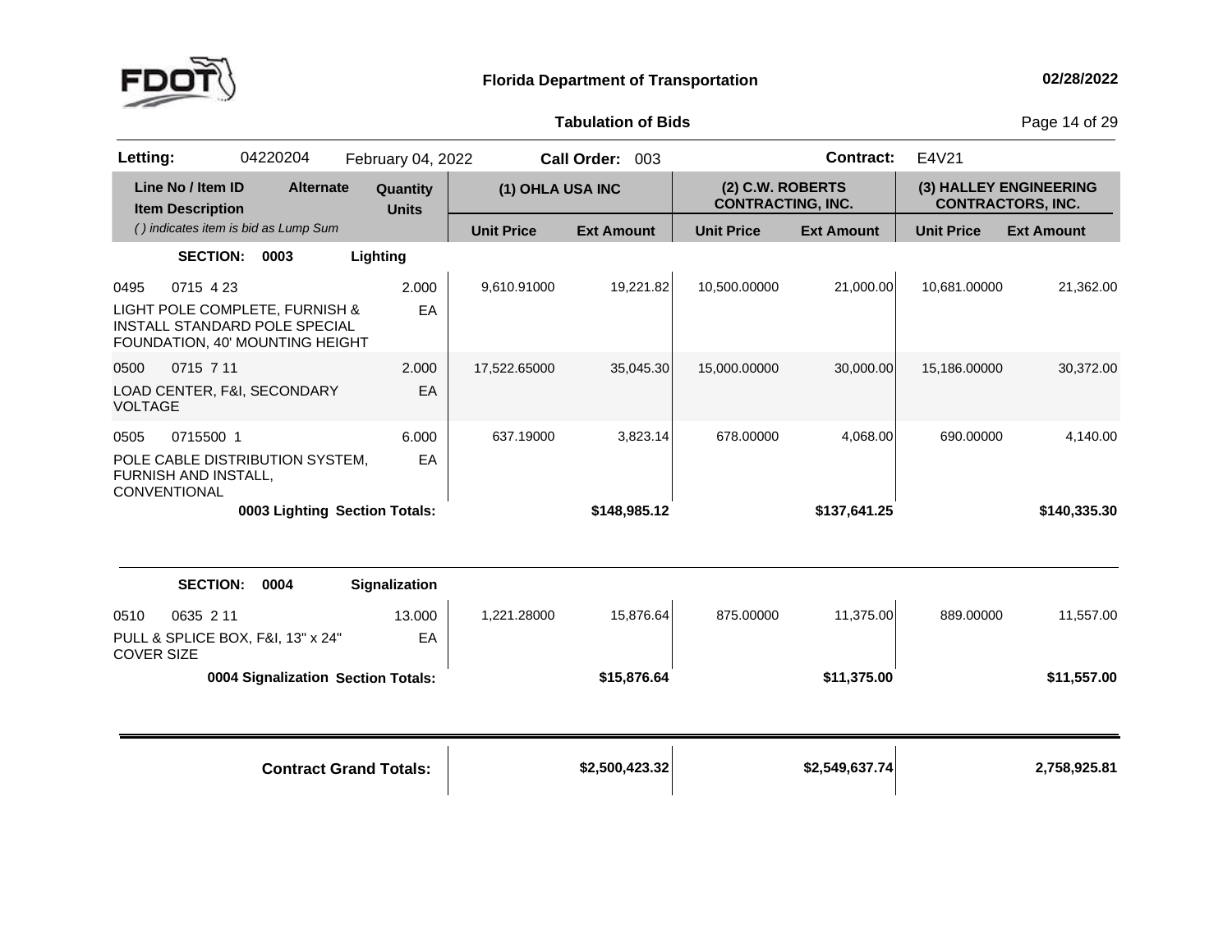**Florida Department of Transportation** 02/28/2022

**Tabulation of Bids**

**Letting:** 04220204 February 04, 2022 **Call Order:** 003 **Contract:** E4V21

| Line No / Item ID | Alternate | Quantity | (1) OHLA USA INC | | (2) C.W. ROBERTS CONTRACTING, INC. | | (3) HALLEY ENGINEERING CONTRACTORS, INC. | |
|---|---|---|---|---|---|---|---|---|
| Item Description ( ) indicates item is bid as Lump Sum | | Units | Unit Price | Ext Amount | Unit Price | Ext Amount | Unit Price | Ext Amount |
| **SECTION: 0003** | | **Lighting** | | | | | | |
| 0495 0715 4 23 | | 2.000 | 9,610.91000 | 19,221.82 | 10,500.00000 | 21,000.00 | 10,681.00000 | 21,362.00 |
| LIGHT POLE COMPLETE, FURNISH & INSTALL STANDARD POLE SPECIAL FOUNDATION, 40' MOUNTING HEIGHT | | EA | | | | | | |
| 0500 0715 7 11 | | 2.000 | 17,522.65000 | 35,045.30 | 15,000.00000 | 30,000.00 | 15,186.00000 | 30,372.00 |
| LOAD CENTER, F&I, SECONDARY VOLTAGE | | EA | | | | | | |
| 0505 0715500 1 | | 6.000 | 637.19000 | 3,823.14 | 678.00000 | 4,068.00 | 690.00000 | 4,140.00 |
| POLE CABLE DISTRIBUTION SYSTEM, FURNISH AND INSTALL, CONVENTIONAL | | EA | | | | | | |
| **0003 Lighting Section Totals:** | | | | **$148,985.12** | | **$137,641.25** | | **$140,335.30** |
| **SECTION: 0004** | | **Signalization** | | | | | | |
| 0510 0635 2 11 | | 13.000 | 1,221.28000 | 15,876.64 | 875.00000 | 11,375.00 | 889.00000 | 11,557.00 |
| PULL & SPLICE BOX, F&I, 13" x 24" COVER SIZE | | EA | | | | | | |
| **0004 Signalization Section Totals:** | | | | **$15,876.64** | | **$11,375.00** | | **$11,557.00** |
| **Contract Grand Totals:** | | | | **$2,500,423.32** | | **$2,549,637.74** | | **2,758,925.81** |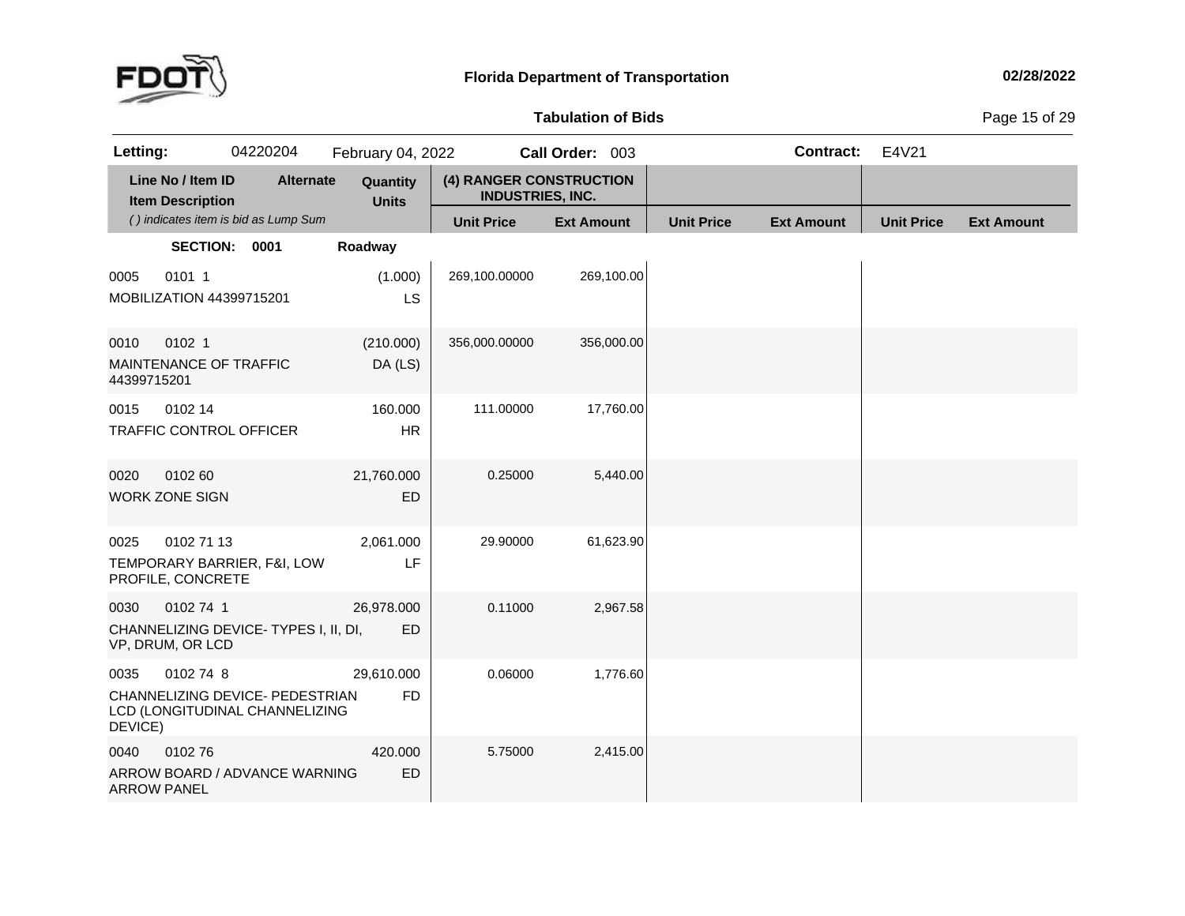**Florida Department of Transportation** — 02/28/2022

**Tabulation of Bids**

**Letting:** 04220204 February 04, 2022 **Call Order:** 003 **Contract:** E4V21

| Line No / Item ID | Item Description | Alternate | Quantity | Units | (4) RANGER CONSTRUCTION INDUSTRIES, INC. Unit Price | Ext Amount | Unit Price | Ext Amount | Unit Price | Ext Amount |
|---|---|---|---|---|---|---|---|---|---|---|
| *( ) indicates item is bid as Lump Sum* | | | | | | | | | | |
| **SECTION: 0001** | **Roadway** | | | | | | | | | |
| 0005 0101 1 | MOBILIZATION 44399715201 | | (1.000) | LS | 269,100.00000 | 269,100.00 | | | | |
| 0010 0102 1 | MAINTENANCE OF TRAFFIC 44399715201 | | (210.000) | DA (LS) | 356,000.00000 | 356,000.00 | | | | |
| 0015 0102 14 | TRAFFIC CONTROL OFFICER | | 160.000 | HR | 111.00000 | 17,760.00 | | | | |
| 0020 0102 60 | WORK ZONE SIGN | | 21,760.000 | ED | 0.25000 | 5,440.00 | | | | |
| 0025 0102 71 13 | TEMPORARY BARRIER, F&I, LOW PROFILE, CONCRETE | | 2,061.000 | LF | 29.90000 | 61,623.90 | | | | |
| 0030 0102 74 1 | CHANNELIZING DEVICE- TYPES I, II, DI, VP, DRUM, OR LCD | | 26,978.000 | ED | 0.11000 | 2,967.58 | | | | |
| 0035 0102 74 8 | CHANNELIZING DEVICE- PEDESTRIAN LCD (LONGITUDINAL CHANNELIZING DEVICE) | | 29,610.000 | FD | 0.06000 | 1,776.60 | | | | |
| 0040 0102 76 | ARROW BOARD / ADVANCE WARNING ARROW PANEL | | 420.000 | ED | 5.75000 | 2,415.00 | | | | |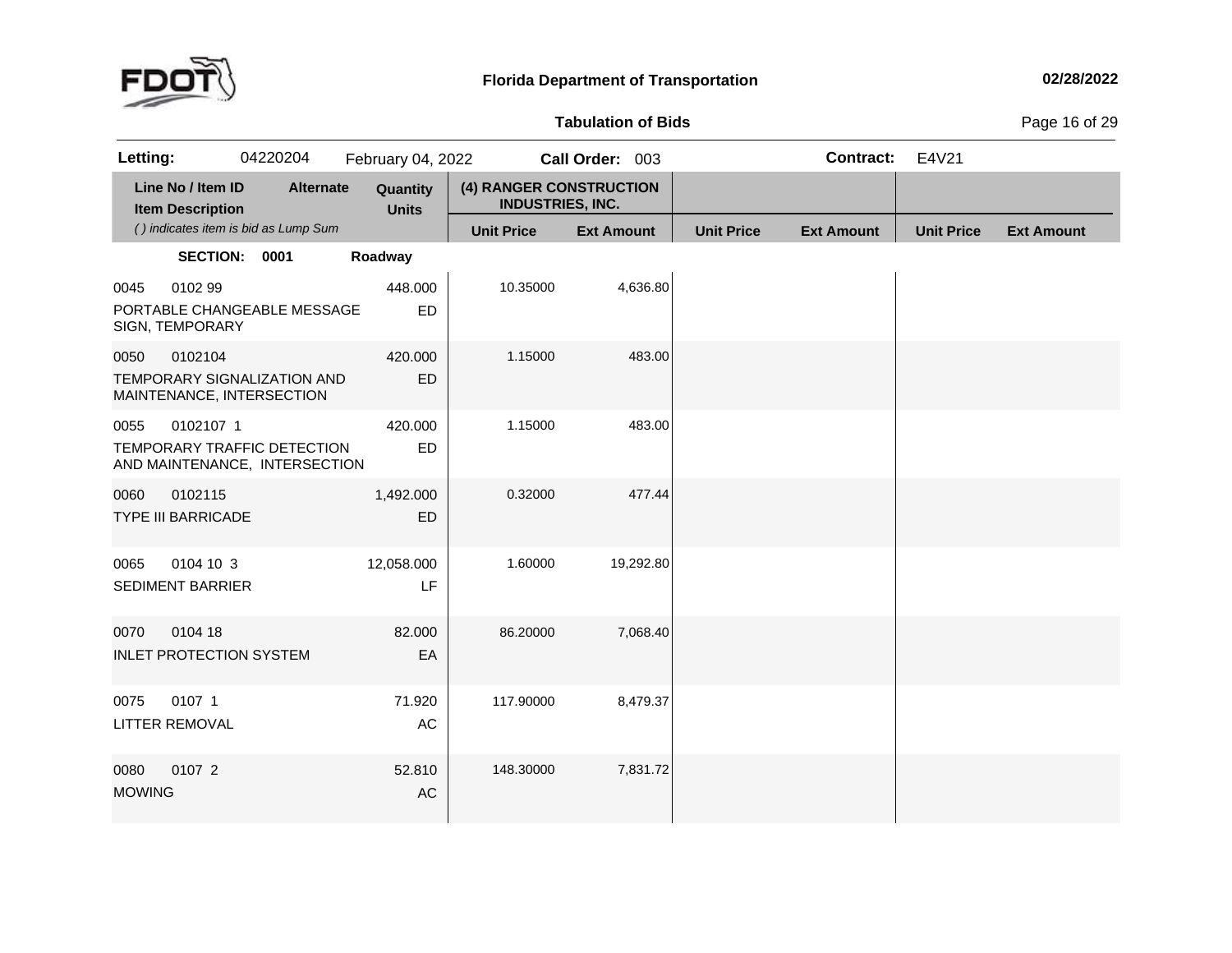**Florida Department of Transportation**

**02/28/2022**

**Tabulation of Bids**

| **Letting:** | 04220204 | February 04, 2022 | **Call Order:** 003 | **Contract:** | E4V21 |
|---|---|---|---|---|---|

| Line No / Item ID / Item Description | Alternate | Quantity / Units | (4) RANGER CONSTRUCTION INDUSTRIES, INC. Unit Price | Ext Amount | Unit Price | Ext Amount | Unit Price | Ext Amount |
|---|---|---|---|---|---|---|---|---|
| *( ) indicates item is bid as Lump Sum* | | | | | | | | |
| **SECTION: 0001** | | **Roadway** | | | | | | |
| 0045 0102 99 PORTABLE CHANGEABLE MESSAGE SIGN, TEMPORARY | | 448.000 ED | 10.35000 | 4,636.80 | | | | |
| 0050 0102104 TEMPORARY SIGNALIZATION AND MAINTENANCE, INTERSECTION | | 420.000 ED | 1.15000 | 483.00 | | | | |
| 0055 0102107 1 TEMPORARY TRAFFIC DETECTION AND MAINTENANCE, INTERSECTION | | 420.000 ED | 1.15000 | 483.00 | | | | |
| 0060 0102115 TYPE III BARRICADE | | 1,492.000 ED | 0.32000 | 477.44 | | | | |
| 0065 0104 10 3 SEDIMENT BARRIER | | 12,058.000 LF | 1.60000 | 19,292.80 | | | | |
| 0070 0104 18 INLET PROTECTION SYSTEM | | 82.000 EA | 86.20000 | 7,068.40 | | | | |
| 0075 0107 1 LITTER REMOVAL | | 71.920 AC | 117.90000 | 8,479.37 | | | | |
| 0080 0107 2 MOWING | | 52.810 AC | 148.30000 | 7,831.72 | | | | |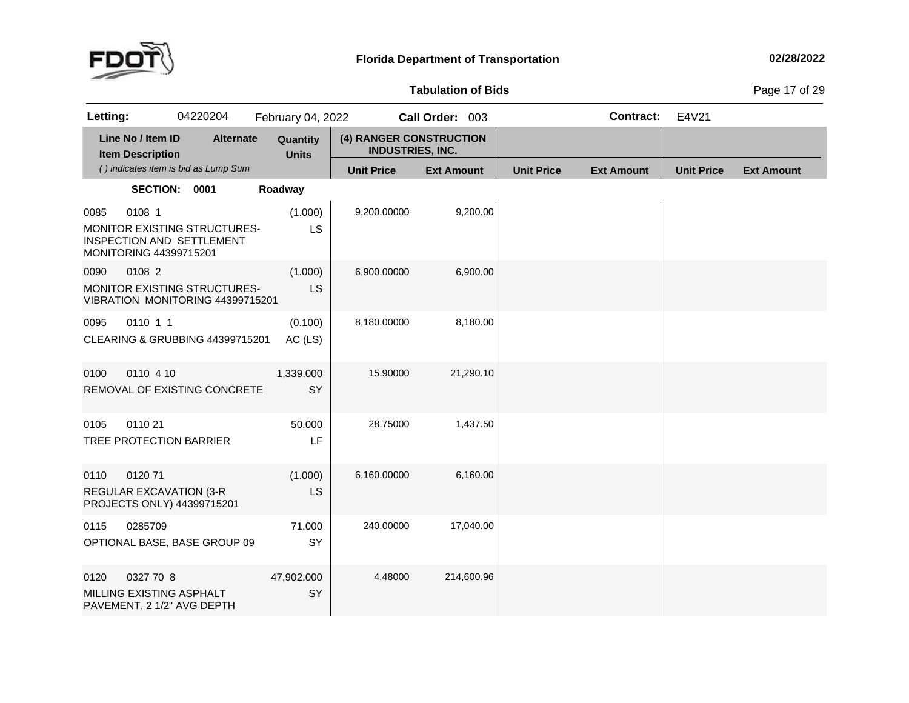**Florida Department of Transportation** 02/28/2022

**Tabulation of Bids**

**Letting:** 04220204 February 04, 2022 **Call Order:** 003 **Contract:** E4V21

| Line No / Item ID | Item Description | Alternate | Quantity | Units | (4) RANGER CONSTRUCTION INDUSTRIES, INC. Unit Price | Ext Amount | Unit Price | Ext Amount | Unit Price | Ext Amount |
|---|---|---|---|---|---|---|---|---|---|---|
| **SECTION: 0001** | **Roadway** | | | | | | | | | |
| 0085 0108 1 | MONITOR EXISTING STRUCTURES-INSPECTION AND SETTLEMENT MONITORING 44399715201 | | (1.000) | LS | 9,200.00000 | 9,200.00 | | | | |
| 0090 0108 2 | MONITOR EXISTING STRUCTURES-VIBRATION MONITORING 44399715201 | | (1.000) | LS | 6,900.00000 | 6,900.00 | | | | |
| 0095 0110 1 1 | CLEARING & GRUBBING 44399715201 | | (0.100) | AC (LS) | 8,180.00000 | 8,180.00 | | | | |
| 0100 0110 4 10 | REMOVAL OF EXISTING CONCRETE | | 1,339.000 | SY | 15.90000 | 21,290.10 | | | | |
| 0105 0110 21 | TREE PROTECTION BARRIER | | 50.000 | LF | 28.75000 | 1,437.50 | | | | |
| 0110 0120 71 | REGULAR EXCAVATION (3-R PROJECTS ONLY) 44399715201 | | (1.000) | LS | 6,160.00000 | 6,160.00 | | | | |
| 0115 0285709 | OPTIONAL BASE, BASE GROUP 09 | | 71.000 | SY | 240.00000 | 17,040.00 | | | | |
| 0120 0327 70 8 | MILLING EXISTING ASPHALT PAVEMENT, 2 1/2" AVG DEPTH | | 47,902.000 | SY | 4.48000 | 214,600.96 | | | | |

*( ) indicates item is bid as Lump Sum*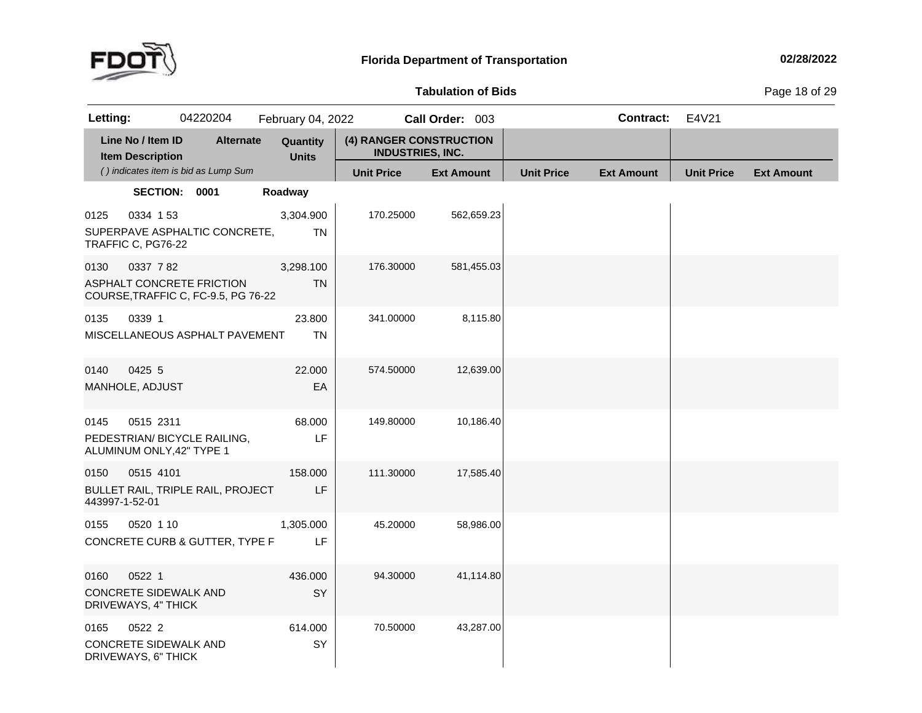**Florida Department of Transportation**

**Tabulation of Bids**

**Letting:** 04220204 February 04, 2022 **Call Order:** 003 **Contract:** E4V21

| Line No / Item ID | Item Description | Alternate | Quantity | Units | (4) RANGER CONSTRUCTION INDUSTRIES, INC. Unit Price | Ext Amount | Unit Price | Ext Amount | Unit Price | Ext Amount |
|---|---|---|---|---|---|---|---|---|---|---|
| *( ) indicates item is bid as Lump Sum* | | | | | | | | | | |
| **SECTION: 0001** | **Roadway** | | | | | | | | | |
| 0125 0334 1 53 | SUPERPAVE ASPHALTIC CONCRETE, TRAFFIC C, PG76-22 | | 3,304.900 | TN | 170.25000 | 562,659.23 | | | | |
| 0130 0337 7 82 | ASPHALT CONCRETE FRICTION COURSE,TRAFFIC C, FC-9.5, PG 76-22 | | 3,298.100 | TN | 176.30000 | 581,455.03 | | | | |
| 0135 0339 1 | MISCELLANEOUS ASPHALT PAVEMENT | | 23.800 | TN | 341.00000 | 8,115.80 | | | | |
| 0140 0425 5 | MANHOLE, ADJUST | | 22.000 | EA | 574.50000 | 12,639.00 | | | | |
| 0145 0515 2311 | PEDESTRIAN/ BICYCLE RAILING, ALUMINUM ONLY,42" TYPE 1 | | 68.000 | LF | 149.80000 | 10,186.40 | | | | |
| 0150 0515 4101 | BULLET RAIL, TRIPLE RAIL, PROJECT 443997-1-52-01 | | 158.000 | LF | 111.30000 | 17,585.40 | | | | |
| 0155 0520 1 10 | CONCRETE CURB & GUTTER, TYPE F | | 1,305.000 | LF | 45.20000 | 58,986.00 | | | | |
| 0160 0522 1 | CONCRETE SIDEWALK AND DRIVEWAYS, 4" THICK | | 436.000 | SY | 94.30000 | 41,114.80 | | | | |
| 0165 0522 2 | CONCRETE SIDEWALK AND DRIVEWAYS, 6" THICK | | 614.000 | SY | 70.50000 | 43,287.00 | | | | |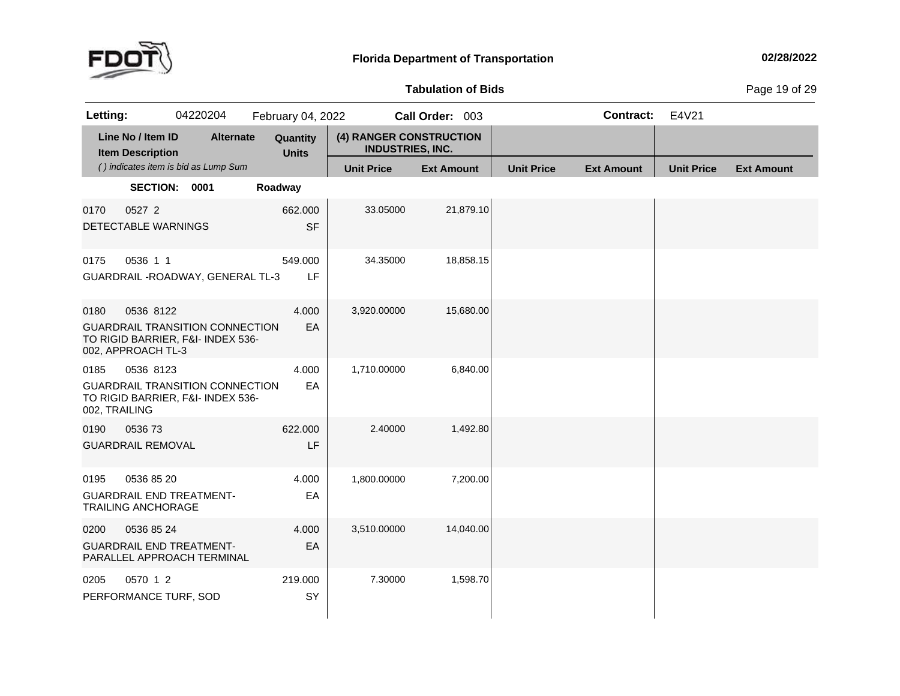**Florida Department of Transportation** — 02/28/2022

**Tabulation of Bids**

**Letting:** 04220204 February 04, 2022 **Call Order:** 003 **Contract:** E4V21

| Line No / Item ID | Item Description | Alternate | Quantity | Units | (4) RANGER CONSTRUCTION INDUSTRIES, INC. Unit Price | Ext Amount | Unit Price | Ext Amount | Unit Price | Ext Amount |
|---|---|---|---|---|---|---|---|---|---|---|
| | *( ) indicates item is bid as Lump Sum* | | | | | | | | | |
| **SECTION: 0001** | | | **Roadway** | | | | | | | |
| 0170 0527 2 | DETECTABLE WARNINGS | | 662.000 | SF | 33.05000 | 21,879.10 | | | | |
| 0175 0536 1 1 | GUARDRAIL -ROADWAY, GENERAL TL-3 | | 549.000 | LF | 34.35000 | 18,858.15 | | | | |
| 0180 0536 8122 | GUARDRAIL TRANSITION CONNECTION TO RIGID BARRIER, F&I- INDEX 536-002, APPROACH TL-3 | | 4.000 | EA | 3,920.00000 | 15,680.00 | | | | |
| 0185 0536 8123 | GUARDRAIL TRANSITION CONNECTION TO RIGID BARRIER, F&I- INDEX 536-002, TRAILING | | 4.000 | EA | 1,710.00000 | 6,840.00 | | | | |
| 0190 0536 73 | GUARDRAIL REMOVAL | | 622.000 | LF | 2.40000 | 1,492.80 | | | | |
| 0195 0536 85 20 | GUARDRAIL END TREATMENT-TRAILING ANCHORAGE | | 4.000 | EA | 1,800.00000 | 7,200.00 | | | | |
| 0200 0536 85 24 | GUARDRAIL END TREATMENT-PARALLEL APPROACH TERMINAL | | 4.000 | EA | 3,510.00000 | 14,040.00 | | | | |
| 0205 0570 1 2 | PERFORMANCE TURF, SOD | | 219.000 | SY | 7.30000 | 1,598.70 | | | | |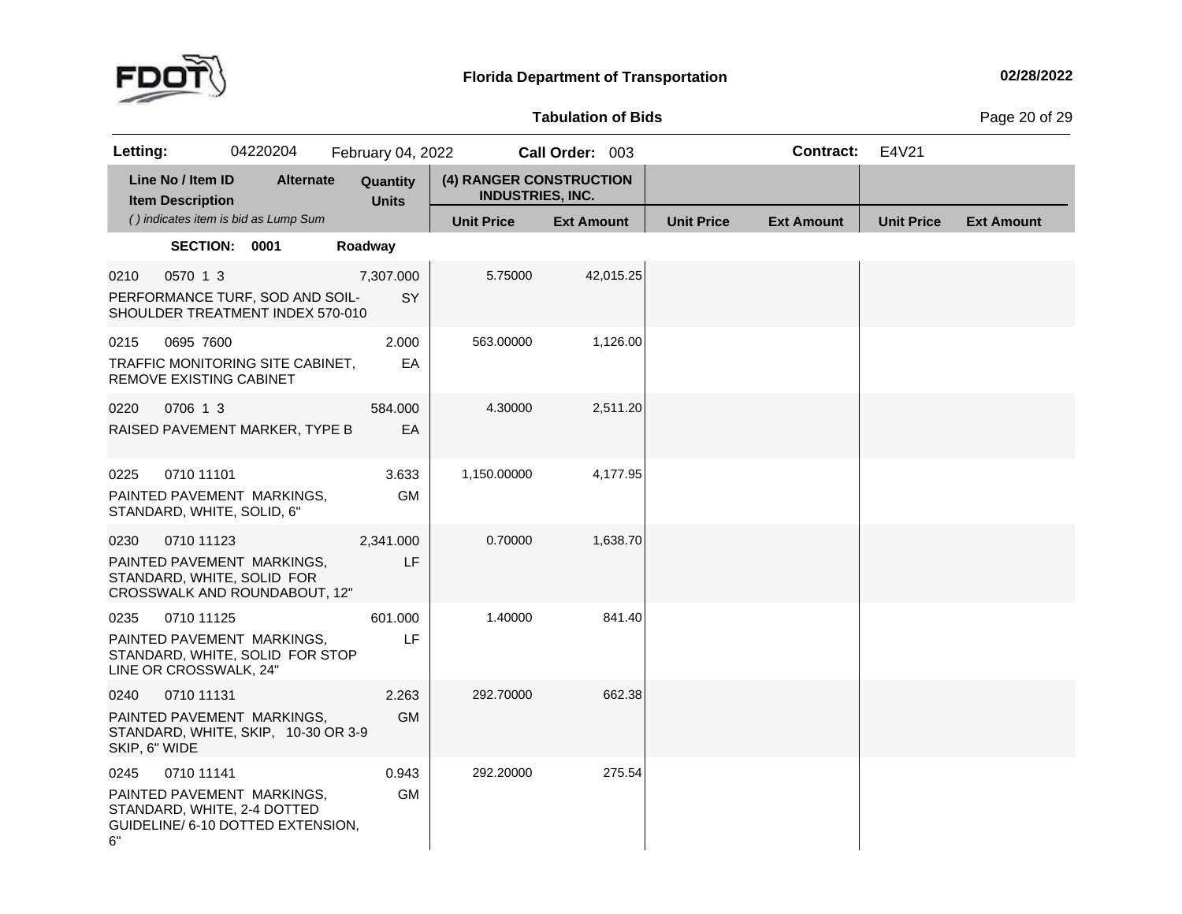**Florida Department of Transportation**

**02/28/2022**

**Tabulation of Bids**

| **Letting:** | 04220204 | February 04, 2022 | **Call Order:** 003 | **Contract:** | E4V21 |
|---|---|---|---|---|---|

| Line No / Item ID | Item Description | Alternate | Quantity | Units | (4) RANGER CONSTRUCTION INDUSTRIES, INC. Unit Price | Ext Amount | Unit Price | Ext Amount | Unit Price | Ext Amount |
|---|---|---|---|---|---|---|---|---|---|---|
| *( ) indicates item is bid as Lump Sum* | | | | | | | | | | |
| **SECTION: 0001** | **Roadway** | | | | | | | | | |
| 0210 0570 1 3 | PERFORMANCE TURF, SOD AND SOIL-SHOULDER TREATMENT INDEX 570-010 | | 7,307.000 | SY | 5.75000 | 42,015.25 | | | | |
| 0215 0695 7600 | TRAFFIC MONITORING SITE CABINET, REMOVE EXISTING CABINET | | 2.000 | EA | 563.00000 | 1,126.00 | | | | |
| 0220 0706 1 3 | RAISED PAVEMENT MARKER, TYPE B | | 584.000 | EA | 4.30000 | 2,511.20 | | | | |
| 0225 0710 11101 | PAINTED PAVEMENT MARKINGS, STANDARD, WHITE, SOLID, 6" | | 3.633 | GM | 1,150.00000 | 4,177.95 | | | | |
| 0230 0710 11123 | PAINTED PAVEMENT MARKINGS, STANDARD, WHITE, SOLID FOR CROSSWALK AND ROUNDABOUT, 12" | | 2,341.000 | LF | 0.70000 | 1,638.70 | | | | |
| 0235 0710 11125 | PAINTED PAVEMENT MARKINGS, STANDARD, WHITE, SOLID FOR STOP LINE OR CROSSWALK, 24" | | 601.000 | LF | 1.40000 | 841.40 | | | | |
| 0240 0710 11131 | PAINTED PAVEMENT MARKINGS, STANDARD, WHITE, SKIP, 10-30 OR 3-9 SKIP, 6" WIDE | | 2.263 | GM | 292.70000 | 662.38 | | | | |
| 0245 0710 11141 | PAINTED PAVEMENT MARKINGS, STANDARD, WHITE, 2-4 DOTTED GUIDELINE/ 6-10 DOTTED EXTENSION, 6" | | 0.943 | GM | 292.20000 | 275.54 | | | | |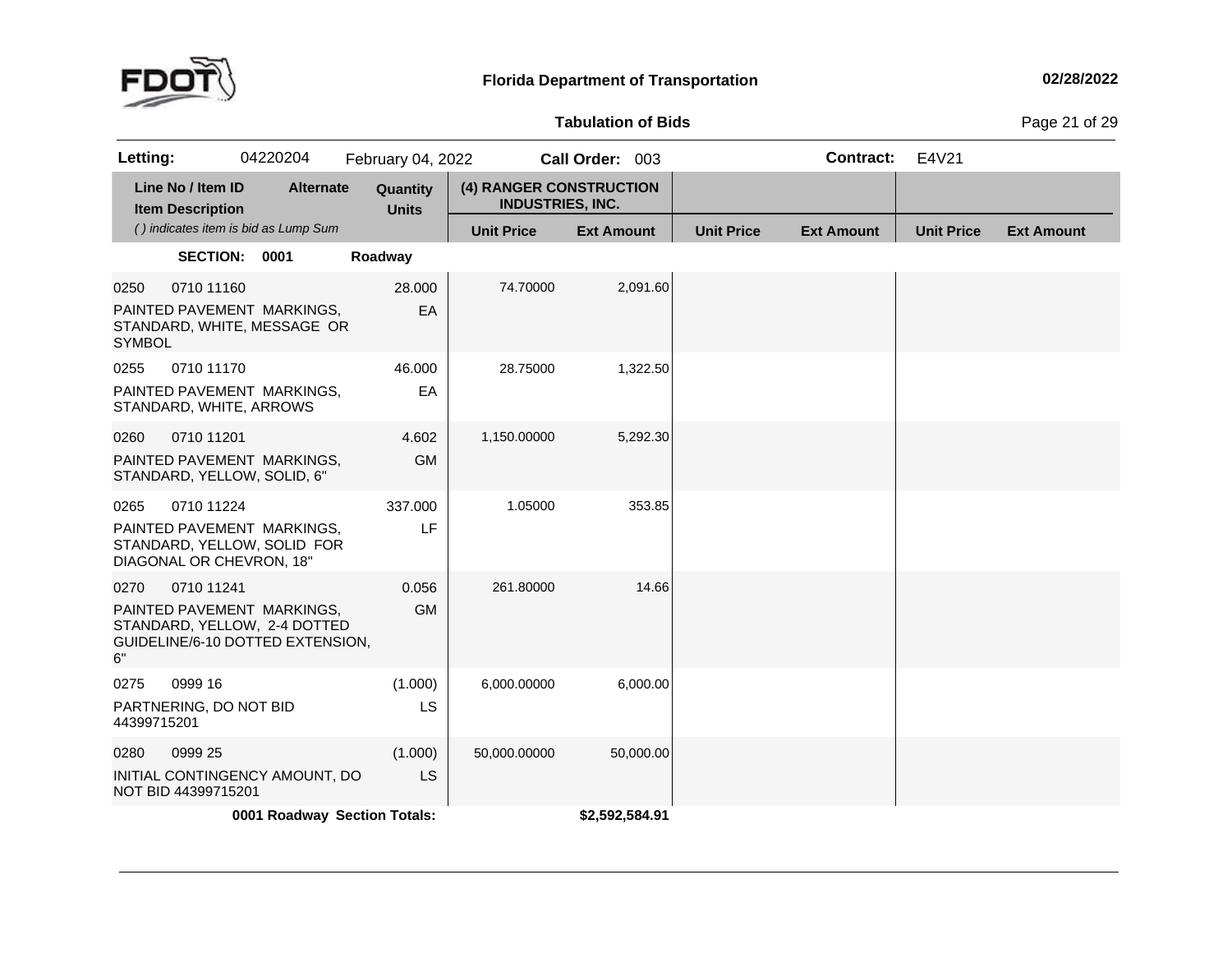# Florida Department of Transportation

**02/28/2022**

## Tabulation of Bids

**Letting:** 04220204 February 04, 2022 **Call Order:** 003 **Contract:** E4V21

| Line No / Item ID<br>Item Description<br>( ) indicates item is bid as Lump Sum | Alternate | Quantity<br>Units | (4) RANGER CONSTRUCTION INDUSTRIES, INC.<br>Unit Price | Ext Amount | Unit Price | Ext Amount | Unit Price | Ext Amount |
|---|---|---|---|---|---|---|---|---|
| **SECTION: 0001** | | Roadway | | | | | | |
| 0250 0710 11160<br>PAINTED PAVEMENT MARKINGS, STANDARD, WHITE, MESSAGE OR SYMBOL | | 28.000<br>EA | 74.70000 | 2,091.60 | | | | |
| 0255 0710 11170<br>PAINTED PAVEMENT MARKINGS, STANDARD, WHITE, ARROWS | | 46.000<br>EA | 28.75000 | 1,322.50 | | | | |
| 0260 0710 11201<br>PAINTED PAVEMENT MARKINGS, STANDARD, YELLOW, SOLID, 6" | | 4.602<br>GM | 1,150.00000 | 5,292.30 | | | | |
| 0265 0710 11224<br>PAINTED PAVEMENT MARKINGS, STANDARD, YELLOW, SOLID FOR DIAGONAL OR CHEVRON, 18" | | 337.000<br>LF | 1.05000 | 353.85 | | | | |
| 0270 0710 11241<br>PAINTED PAVEMENT MARKINGS, STANDARD, YELLOW, 2-4 DOTTED GUIDELINE/6-10 DOTTED EXTENSION, 6" | | 0.056<br>GM | 261.80000 | 14.66 | | | | |
| 0275 0999 16<br>PARTNERING, DO NOT BID 44399715201 | | (1.000)<br>LS | 6,000.00000 | 6,000.00 | | | | |
| 0280 0999 25<br>INITIAL CONTINGENCY AMOUNT, DO NOT BID 44399715201 | | (1.000)<br>LS | 50,000.00000 | 50,000.00 | | | | |
| **0001 Roadway Section Totals:** | | | | **$2,592,584.91** | | | | |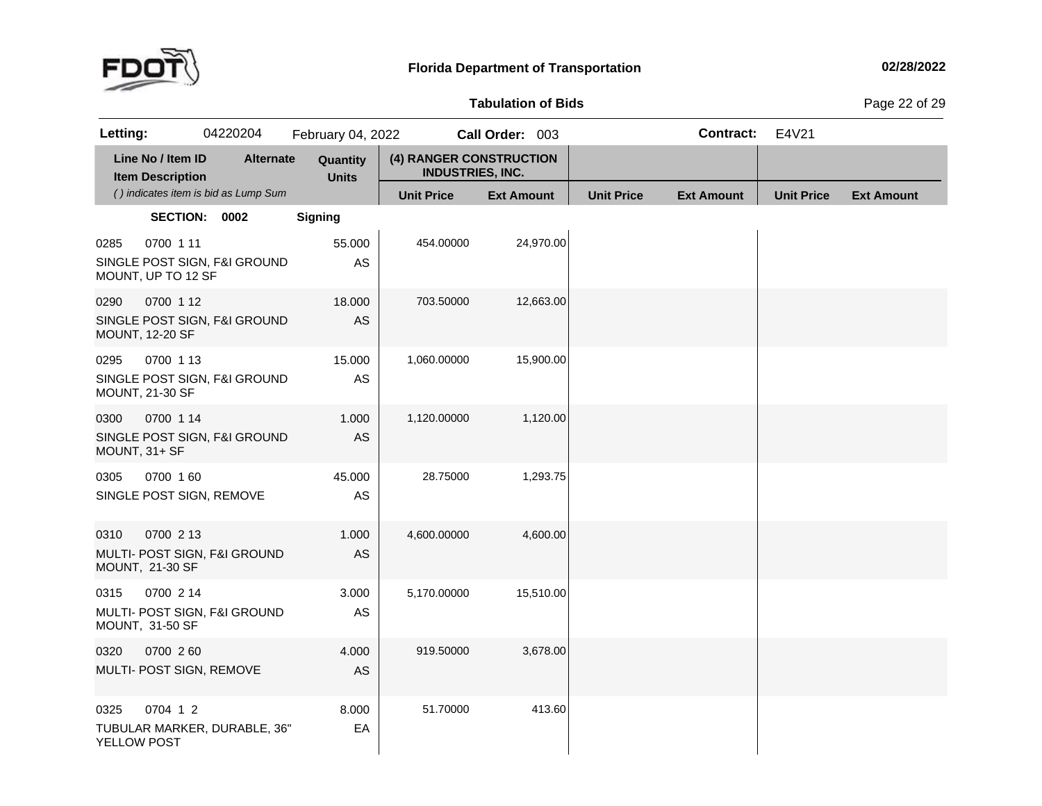# Florida Department of Transportation

02/28/2022

## Tabulation of Bids

**Letting:** 04220204 February 04, 2022 **Call Order:** 003 **Contract:** E4V21

| Line No / Item ID | Item Description | Alternate | Quantity | Units | (4) RANGER CONSTRUCTION INDUSTRIES, INC. Unit Price | Ext Amount | Unit Price | Ext Amount | Unit Price | Ext Amount |
|---|---|---|---|---|---|---|---|---|---|---|
| *( ) indicates item is bid as Lump Sum* | | | | | | | | | | |
| **SECTION: 0002** | **Signing** | | | | | | | | | |
| 0285 0700 1 11 | SINGLE POST SIGN, F&I GROUND MOUNT, UP TO 12 SF | | 55.000 | AS | 454.00000 | 24,970.00 | | | | |
| 0290 0700 1 12 | SINGLE POST SIGN, F&I GROUND MOUNT, 12-20 SF | | 18.000 | AS | 703.50000 | 12,663.00 | | | | |
| 0295 0700 1 13 | SINGLE POST SIGN, F&I GROUND MOUNT, 21-30 SF | | 15.000 | AS | 1,060.00000 | 15,900.00 | | | | |
| 0300 0700 1 14 | SINGLE POST SIGN, F&I GROUND MOUNT, 31+ SF | | 1.000 | AS | 1,120.00000 | 1,120.00 | | | | |
| 0305 0700 1 60 | SINGLE POST SIGN, REMOVE | | 45.000 | AS | 28.75000 | 1,293.75 | | | | |
| 0310 0700 2 13 | MULTI- POST SIGN, F&I GROUND MOUNT, 21-30 SF | | 1.000 | AS | 4,600.00000 | 4,600.00 | | | | |
| 0315 0700 2 14 | MULTI- POST SIGN, F&I GROUND MOUNT, 31-50 SF | | 3.000 | AS | 5,170.00000 | 15,510.00 | | | | |
| 0320 0700 2 60 | MULTI- POST SIGN, REMOVE | | 4.000 | AS | 919.50000 | 3,678.00 | | | | |
| 0325 0704 1 2 | TUBULAR MARKER, DURABLE, 36" YELLOW POST | | 8.000 | EA | 51.70000 | 413.60 | | | | |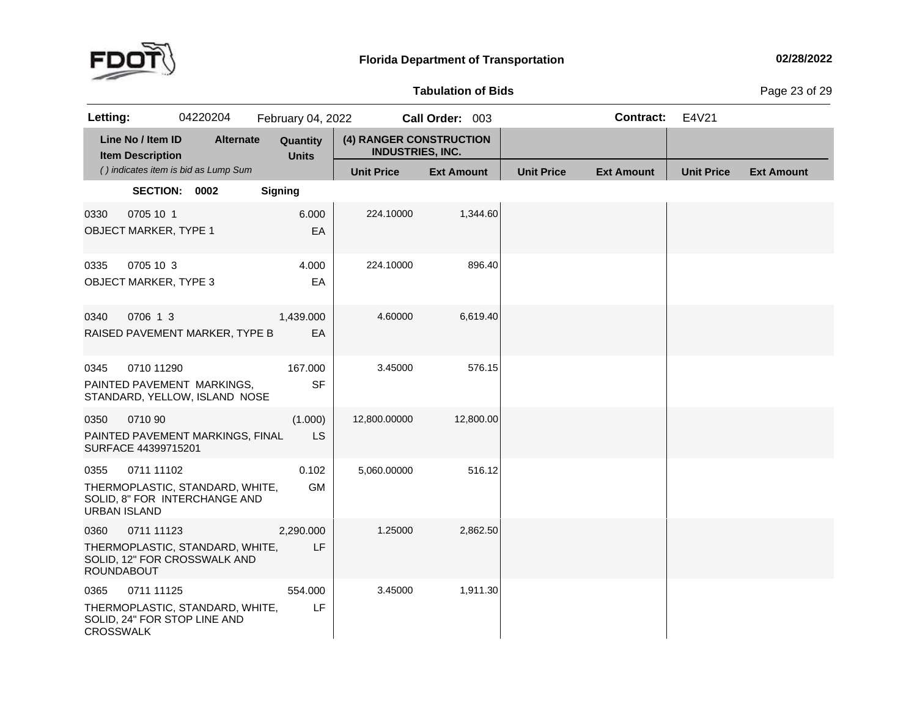# Florida Department of Transportation

## Tabulation of Bids

**Letting:** 04220204 February 04, 2022 **Call Order:** 003 **Contract:** E4V21

| Line No / Item ID / Item Description | Alternate | Quantity / Units | (4) RANGER CONSTRUCTION INDUSTRIES, INC. Unit Price | Ext Amount | Unit Price | Ext Amount | Unit Price | Ext Amount |
|---|---|---|---|---|---|---|---|---|
| *( ) indicates item is bid as Lump Sum* | | | | | | | | |
| **SECTION: 0002** | | **Signing** | | | | | | |
| 0330 0705 10 1 OBJECT MARKER, TYPE 1 | | 6.000 EA | 224.10000 | 1,344.60 | | | | |
| 0335 0705 10 3 OBJECT MARKER, TYPE 3 | | 4.000 EA | 224.10000 | 896.40 | | | | |
| 0340 0706 1 3 RAISED PAVEMENT MARKER, TYPE B | | 1,439.000 EA | 4.60000 | 6,619.40 | | | | |
| 0345 0710 11290 PAINTED PAVEMENT MARKINGS, STANDARD, YELLOW, ISLAND NOSE | | 167.000 SF | 3.45000 | 576.15 | | | | |
| 0350 0710 90 PAINTED PAVEMENT MARKINGS, FINAL SURFACE 44399715201 | | (1.000) LS | 12,800.00000 | 12,800.00 | | | | |
| 0355 0711 11102 THERMOPLASTIC, STANDARD, WHITE, SOLID, 8" FOR INTERCHANGE AND URBAN ISLAND | | 0.102 GM | 5,060.00000 | 516.12 | | | | |
| 0360 0711 11123 THERMOPLASTIC, STANDARD, WHITE, SOLID, 12" FOR CROSSWALK AND ROUNDABOUT | | 2,290.000 LF | 1.25000 | 2,862.50 | | | | |
| 0365 0711 11125 THERMOPLASTIC, STANDARD, WHITE, SOLID, 24" FOR STOP LINE AND CROSSWALK | | 554.000 LF | 3.45000 | 1,911.30 | | | | |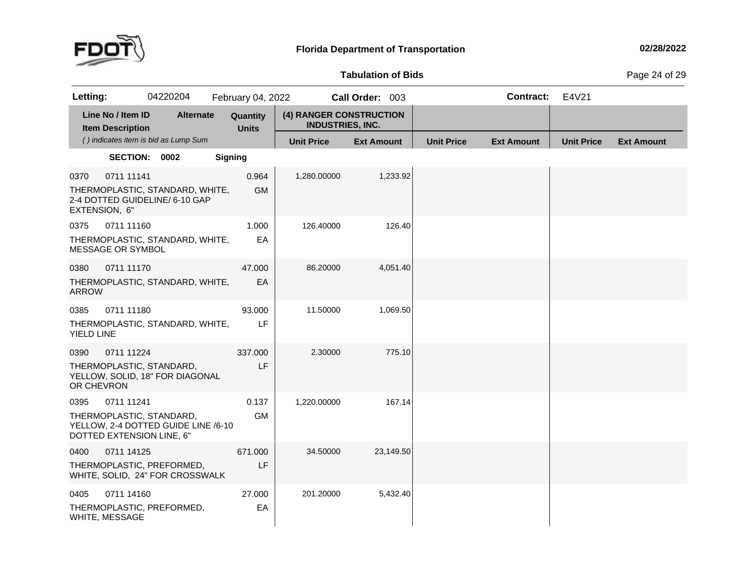**Florida Department of Transportation** 02/28/2022

**Tabulation of Bids**

| **Letting:** | 04220204 | February 04, 2022 | **Call Order:** 003 | **Contract:** | E4V21 |
|---|---|---|---|---|---|

| Line No / Item ID | Item Description | Alternate | Quantity | Units | (4) RANGER CONSTRUCTION INDUSTRIES, INC. Unit Price | Ext Amount | Unit Price | Ext Amount | Unit Price | Ext Amount |
|---|---|---|---|---|---|---|---|---|---|---|
| **SECTION: 0002** | **Signing** | | | | | | | | | |
| 0370 0711 11141 | THERMOPLASTIC, STANDARD, WHITE, 2-4 DOTTED GUIDELINE/ 6-10 GAP EXTENSION, 6" | | 0.964 | GM | 1,280.00000 | 1,233.92 | | | | |
| 0375 0711 11160 | THERMOPLASTIC, STANDARD, WHITE, MESSAGE OR SYMBOL | | 1.000 | EA | 126.40000 | 126.40 | | | | |
| 0380 0711 11170 | THERMOPLASTIC, STANDARD, WHITE, ARROW | | 47.000 | EA | 86.20000 | 4,051.40 | | | | |
| 0385 0711 11180 | THERMOPLASTIC, STANDARD, WHITE, YIELD LINE | | 93.000 | LF | 11.50000 | 1,069.50 | | | | |
| 0390 0711 11224 | THERMOPLASTIC, STANDARD, YELLOW, SOLID, 18" FOR DIAGONAL OR CHEVRON | | 337.000 | LF | 2.30000 | 775.10 | | | | |
| 0395 0711 11241 | THERMOPLASTIC, STANDARD, YELLOW, 2-4 DOTTED GUIDE LINE /6-10 DOTTED EXTENSION LINE, 6" | | 0.137 | GM | 1,220.00000 | 167.14 | | | | |
| 0400 0711 14125 | THERMOPLASTIC, PREFORMED, WHITE, SOLID, 24" FOR CROSSWALK | | 671.000 | LF | 34.50000 | 23,149.50 | | | | |
| 0405 0711 14160 | THERMOPLASTIC, PREFORMED, WHITE, MESSAGE | | 27.000 | EA | 201.20000 | 5,432.40 | | | | |

*( ) indicates item is bid as Lump Sum*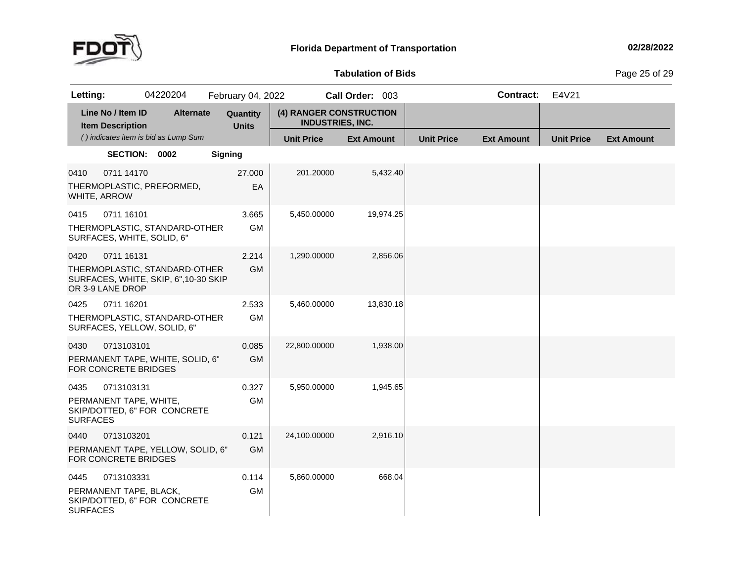# Florida Department of Transportation

02/28/2022

## Tabulation of Bids

**Letting:** 04220204 February 04, 2022 **Call Order:** 003 **Contract:** E4V21

| Line No / Item ID | Item Description | Alternate | Quantity | Units | (4) RANGER CONSTRUCTION INDUSTRIES, INC. Unit Price | Ext Amount | Unit Price | Ext Amount | Unit Price | Ext Amount |
|---|---|---|---|---|---|---|---|---|---|---|
| **SECTION: 0002** | **Signing** | | | | | | | | | |
| 0410 0711 14170 | THERMOPLASTIC, PREFORMED, WHITE, ARROW | | 27.000 | EA | 201.20000 | 5,432.40 | | | | |
| 0415 0711 16101 | THERMOPLASTIC, STANDARD-OTHER SURFACES, WHITE, SOLID, 6" | | 3.665 | GM | 5,450.00000 | 19,974.25 | | | | |
| 0420 0711 16131 | THERMOPLASTIC, STANDARD-OTHER SURFACES, WHITE, SKIP, 6",10-30 SKIP OR 3-9 LANE DROP | | 2.214 | GM | 1,290.00000 | 2,856.06 | | | | |
| 0425 0711 16201 | THERMOPLASTIC, STANDARD-OTHER SURFACES, YELLOW, SOLID, 6" | | 2.533 | GM | 5,460.00000 | 13,830.18 | | | | |
| 0430 0713103101 | PERMANENT TAPE, WHITE, SOLID, 6" FOR CONCRETE BRIDGES | | 0.085 | GM | 22,800.00000 | 1,938.00 | | | | |
| 0435 0713103131 | PERMANENT TAPE, WHITE, SKIP/DOTTED, 6" FOR CONCRETE SURFACES | | 0.327 | GM | 5,950.00000 | 1,945.65 | | | | |
| 0440 0713103201 | PERMANENT TAPE, YELLOW, SOLID, 6" FOR CONCRETE BRIDGES | | 0.121 | GM | 24,100.00000 | 2,916.10 | | | | |
| 0445 0713103331 | PERMANENT TAPE, BLACK, SKIP/DOTTED, 6" FOR CONCRETE SURFACES | | 0.114 | GM | 5,860.00000 | 668.04 | | | | |

*( ) indicates item is bid as Lump Sum*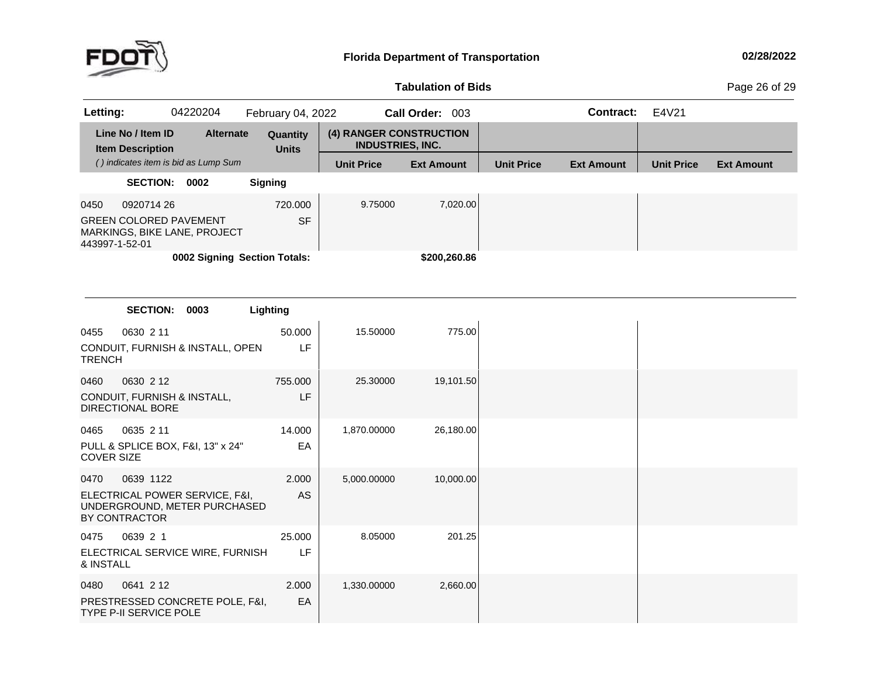**Florida Department of Transportation** 02/28/2022

**Tabulation of Bids**

| **Letting:** | 04220204 | February 04, 2022 | **Call Order:** 003 | **Contract:** | E4V21 |
|---|---|---|---|---|---|

| Line No / Item ID | Item Description | Alternate | Quantity / Units | (4) RANGER CONSTRUCTION INDUSTRIES, INC. Unit Price | Ext Amount | Unit Price | Ext Amount | Unit Price | Ext Amount |
|---|---|---|---|---|---|---|---|---|---|
| | *( ) indicates item is bid as Lump Sum* | | | | | | | | |
| **SECTION: 0002** | **Signing** | | | | | | | | |
| 0450 0920714 26 | GREEN COLORED PAVEMENT MARKINGS, BIKE LANE, PROJECT 443997-1-52-01 | | 720.000 SF | 9.75000 | 7,020.00 | | | | |
| | **0002 Signing Section Totals:** | | | | **$200,260.86** | | | | |
| **SECTION: 0003** | **Lighting** | | | | | | | | |
| 0455 0630 2 11 | CONDUIT, FURNISH & INSTALL, OPEN TRENCH | | 50.000 LF | 15.50000 | 775.00 | | | | |
| 0460 0630 2 12 | CONDUIT, FURNISH & INSTALL, DIRECTIONAL BORE | | 755.000 LF | 25.30000 | 19,101.50 | | | | |
| 0465 0635 2 11 | PULL & SPLICE BOX, F&I, 13" x 24" COVER SIZE | | 14.000 EA | 1,870.00000 | 26,180.00 | | | | |
| 0470 0639 1122 | ELECTRICAL POWER SERVICE, F&I, UNDERGROUND, METER PURCHASED BY CONTRACTOR | | 2.000 AS | 5,000.00000 | 10,000.00 | | | | |
| 0475 0639 2 1 | ELECTRICAL SERVICE WIRE, FURNISH & INSTALL | | 25.000 LF | 8.05000 | 201.25 | | | | |
| 0480 0641 2 12 | PRESTRESSED CONCRETE POLE, F&I, TYPE P-II SERVICE POLE | | 2.000 EA | 1,330.00000 | 2,660.00 | | | | |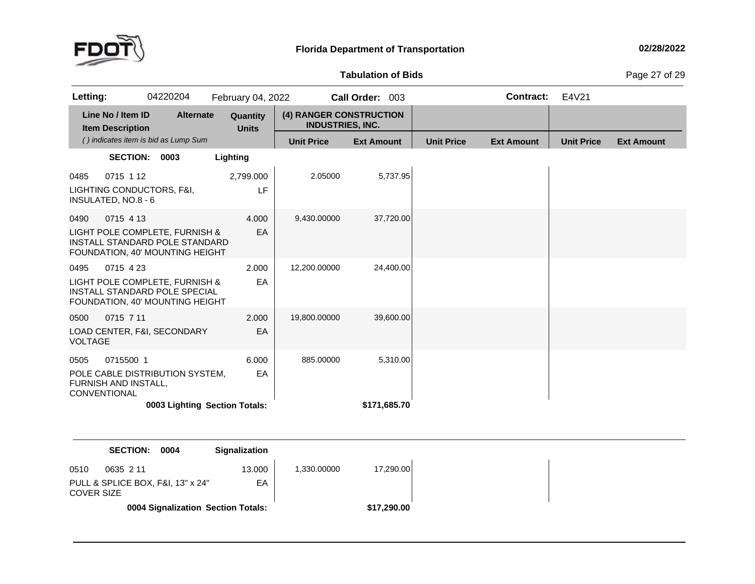**Florida Department of Transportation**

02/28/2022

**Tabulation of Bids**

| **Letting:** | 04220204 | February 04, 2022 | **Call Order:** 003 | **Contract:** | E4V21 |
|---|---|---|---|---|---|

| Line No / Item ID | Item Description ( ) indicates item is bid as Lump Sum | Alternate | Quantity | Units | (4) RANGER CONSTRUCTION INDUSTRIES, INC. Unit Price | (4) RANGER CONSTRUCTION INDUSTRIES, INC. Ext Amount | Unit Price | Ext Amount | Unit Price | Ext Amount |
|---|---|---|---|---|---|---|---|---|---|---|
| **SECTION: 0003** | **Lighting** | | | | | | | | | |
| 0485 0715 1 12 | LIGHTING CONDUCTORS, F&I, INSULATED, NO.8 - 6 | | 2,799.000 | LF | 2.05000 | 5,737.95 | | | | |
| 0490 0715 4 13 | LIGHT POLE COMPLETE, FURNISH & INSTALL STANDARD POLE STANDARD FOUNDATION, 40' MOUNTING HEIGHT | | 4.000 | EA | 9,430.00000 | 37,720.00 | | | | |
| 0495 0715 4 23 | LIGHT POLE COMPLETE, FURNISH & INSTALL STANDARD POLE SPECIAL FOUNDATION, 40' MOUNTING HEIGHT | | 2.000 | EA | 12,200.00000 | 24,400.00 | | | | |
| 0500 0715 7 11 | LOAD CENTER, F&I, SECONDARY VOLTAGE | | 2.000 | EA | 19,800.00000 | 39,600.00 | | | | |
| 0505 0715500 1 | POLE CABLE DISTRIBUTION SYSTEM, FURNISH AND INSTALL, CONVENTIONAL | | 6.000 | EA | 885.00000 | 5,310.00 | | | | |
| | **0003 Lighting Section Totals:** | | | | | **$171,685.70** | | | | |

| Line No / Item ID | Item Description | Alternate | Quantity | Units | Unit Price | Ext Amount | Unit Price | Ext Amount | Unit Price | Ext Amount |
|---|---|---|---|---|---|---|---|---|---|---|
| **SECTION: 0004** | **Signalization** | | | | | | | | | |
| 0510 0635 2 11 | PULL & SPLICE BOX, F&I, 13" x 24" COVER SIZE | | 13.000 | EA | 1,330.00000 | 17,290.00 | | | | |
| | **0004 Signalization Section Totals:** | | | | | **$17,290.00** | | | | |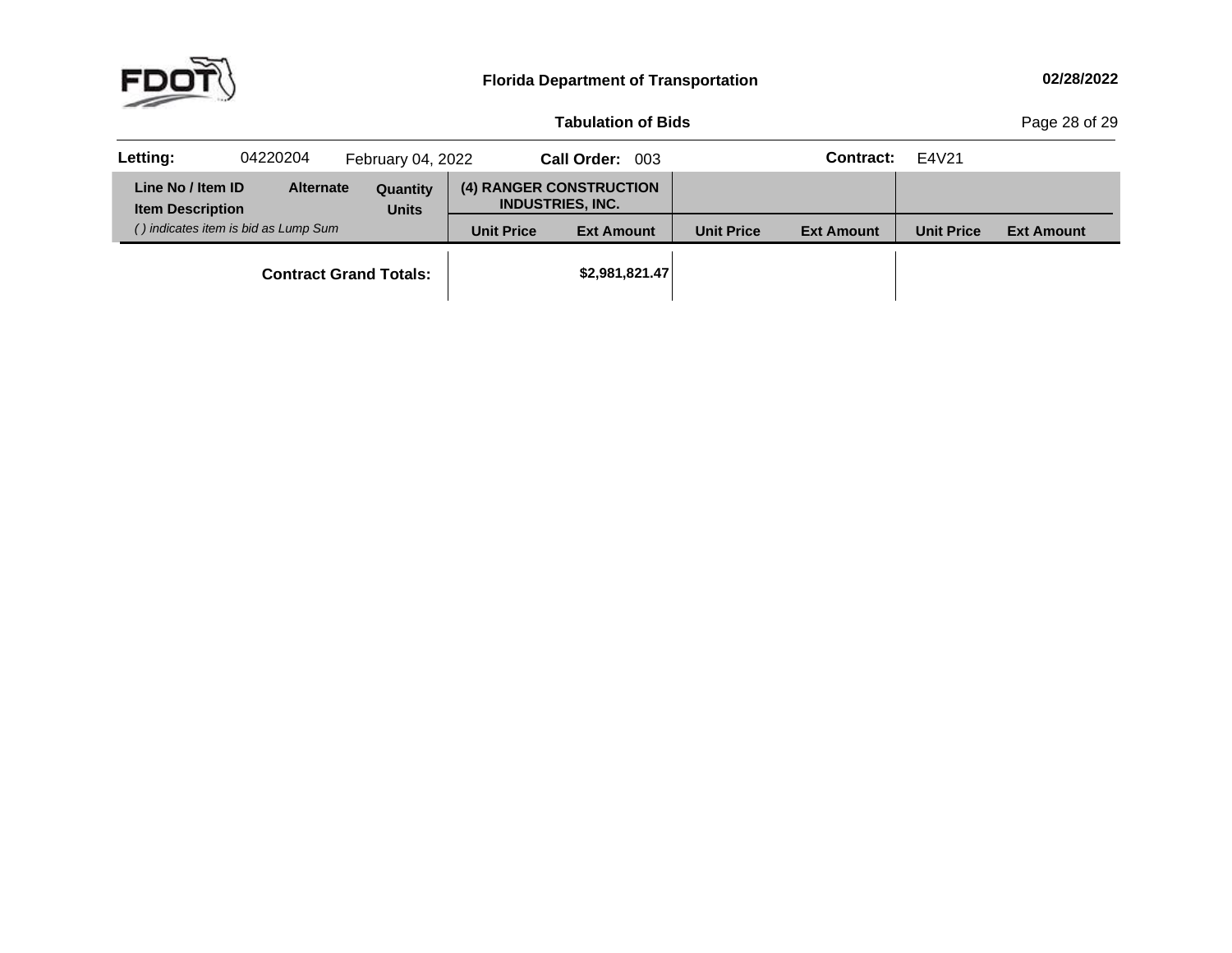**Letting:** 04220204 February 04, 2022 **Call Order:** 003 **Contract:** E4V21

| Line No / Item ID<br>Item Description<br>*( ) indicates item is bid as Lump Sum* | Alternate | Quantity<br>Units | (4) RANGER CONSTRUCTION INDUSTRIES, INC. | | | | | |
|---|---|---|---|---|---|---|---|---|
| | | | Unit Price | Ext Amount | Unit Price | Ext Amount | Unit Price | Ext Amount |
| **Contract Grand Totals:** | | | | **$2,981,821.47** | | | | |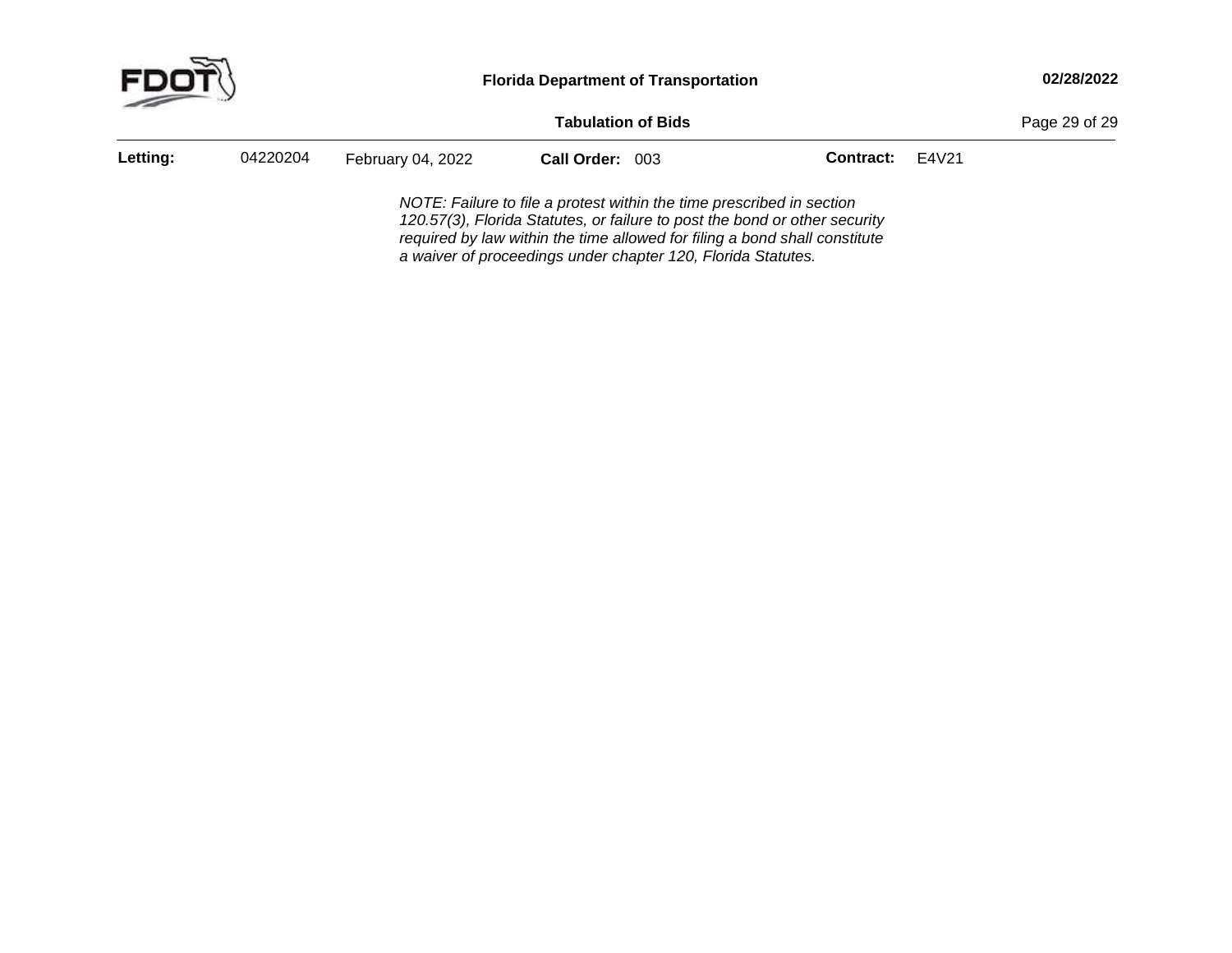**Letting:** 04220204 February 04, 2022 **Call Order:** 003 **Contract:** E4V21

*NOTE: Failure to file a protest within the time prescribed in section 120.57(3), Florida Statutes, or failure to post the bond or other security required by law within the time allowed for filing a bond shall constitute a waiver of proceedings under chapter 120, Florida Statutes.*